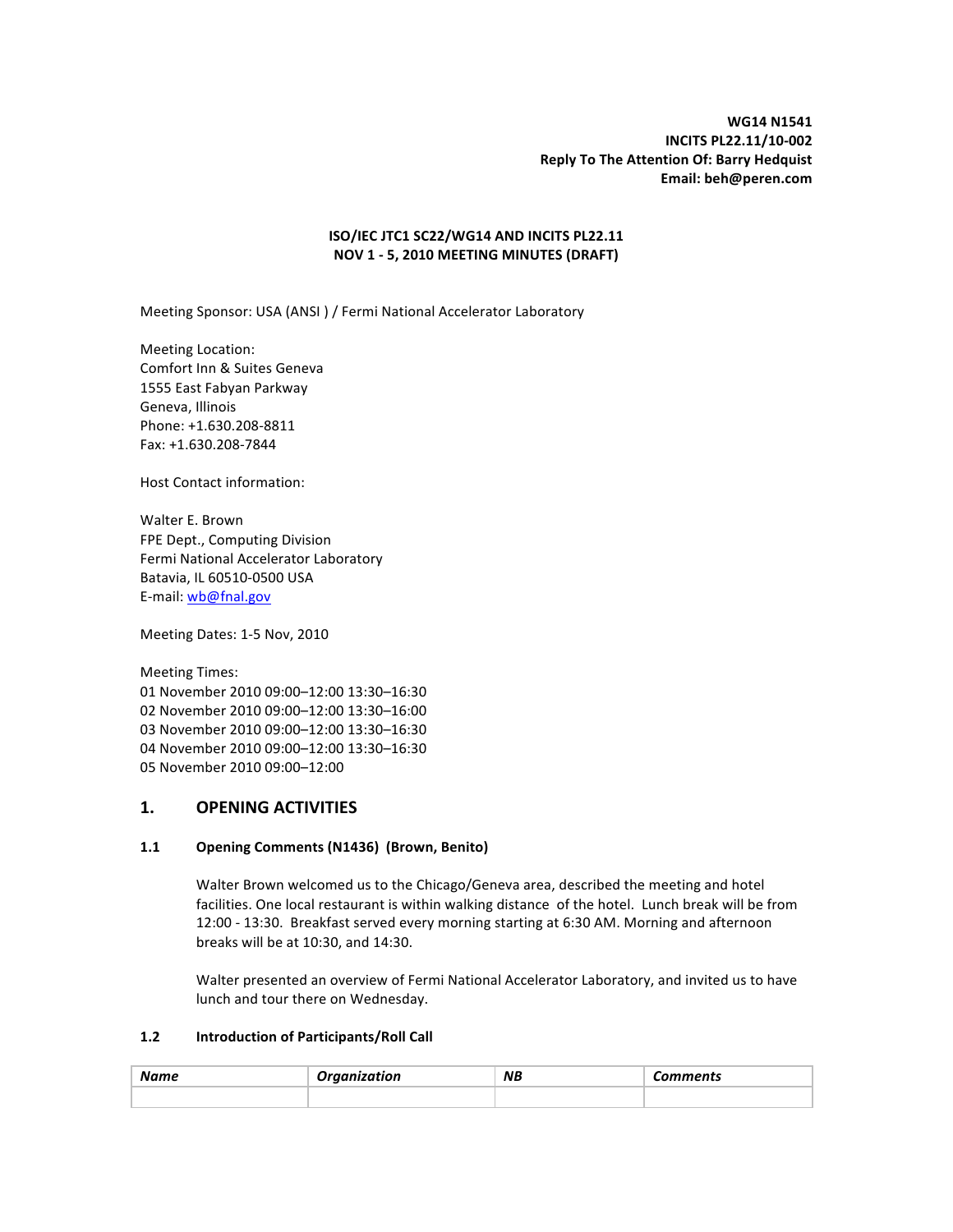**WG14 N1541**
**INCITS PL22.11/10-002**
**Reply To The Attention Of: Barry Hedquist**
**Email: beh@peren.com**

**ISO/IEC JTC1 SC22/WG14 AND INCITS PL22.11**
**NOV 1 - 5, 2010 MEETING MINUTES (DRAFT)**

Meeting Sponsor: USA (ANSI ) / Fermi National Accelerator Laboratory

Meeting Location:
Comfort Inn & Suites Geneva
1555 East Fabyan Parkway
Geneva, Illinois
Phone: +1.630.208-8811
Fax: +1.630.208-7844

Host Contact information:

Walter E. Brown
FPE Dept., Computing Division
Fermi National Accelerator Laboratory
Batavia, IL 60510-0500 USA
E-mail: wb@fnal.gov

Meeting Dates: 1-5 Nov, 2010

Meeting Times:
01 November 2010 09:00–12:00 13:30–16:30
02 November 2010 09:00–12:00 13:30–16:00
03 November 2010 09:00–12:00 13:30–16:30
04 November 2010 09:00–12:00 13:30–16:30
05 November 2010 09:00–12:00

# 1. OPENING ACTIVITIES

## 1.1 Opening Comments (N1436) (Brown, Benito)

Walter Brown welcomed us to the Chicago/Geneva area, described the meeting and hotel facilities. One local restaurant is within walking distance of the hotel. Lunch break will be from 12:00 - 13:30. Breakfast served every morning starting at 6:30 AM. Morning and afternoon breaks will be at 10:30, and 14:30.

Walter presented an overview of Fermi National Accelerator Laboratory, and invited us to have lunch and tour there on Wednesday.

## 1.2 Introduction of Participants/Roll Call

| *Name* | *Organization* | *NB* | *Comments* |
|---|---|---|---|
| | | | |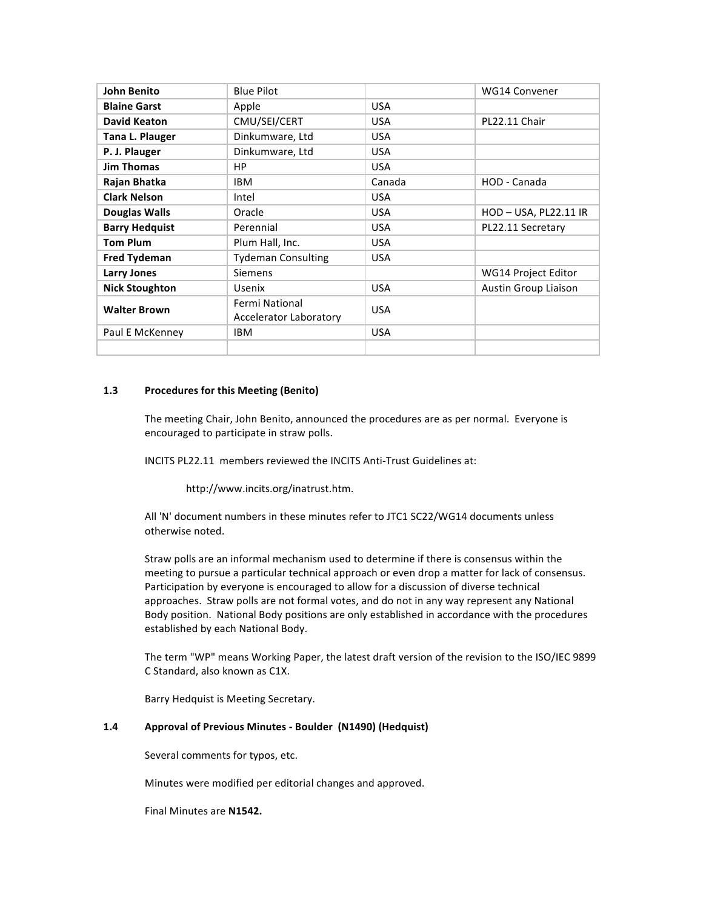| | | | |
|---|---|---|---|
| **John Benito** | Blue Pilot | | WG14 Convener |
| **Blaine Garst** | Apple | USA | |
| **David Keaton** | CMU/SEI/CERT | USA | PL22.11 Chair |
| **Tana L. Plauger** | Dinkumware, Ltd | USA | |
| **P. J. Plauger** | Dinkumware, Ltd | USA | |
| **Jim Thomas** | HP | USA | |
| **Rajan Bhatka** | IBM | Canada | HOD - Canada |
| **Clark Nelson** | Intel | USA | |
| **Douglas Walls** | Oracle | USA | HOD – USA, PL22.11 IR |
| **Barry Hedquist** | Perennial | USA | PL22.11 Secretary |
| **Tom Plum** | Plum Hall, Inc. | USA | |
| **Fred Tydeman** | Tydeman Consulting | USA | |
| **Larry Jones** | Siemens | | WG14 Project Editor |
| **Nick Stoughton** | Usenix | USA | Austin Group Liaison |
| **Walter Brown** | Fermi National Accelerator Laboratory | USA | |
| Paul E McKenney | IBM | USA | |
| | | | |

### 1.3 Procedures for this Meeting (Benito)

The meeting Chair, John Benito, announced the procedures are as per normal. Everyone is encouraged to participate in straw polls.

INCITS PL22.11 members reviewed the INCITS Anti-Trust Guidelines at:

http://www.incits.org/inatrust.htm.

All 'N' document numbers in these minutes refer to JTC1 SC22/WG14 documents unless otherwise noted.

Straw polls are an informal mechanism used to determine if there is consensus within the meeting to pursue a particular technical approach or even drop a matter for lack of consensus. Participation by everyone is encouraged to allow for a discussion of diverse technical approaches. Straw polls are not formal votes, and do not in any way represent any National Body position. National Body positions are only established in accordance with the procedures established by each National Body.

The term "WP" means Working Paper, the latest draft version of the revision to the ISO/IEC 9899 C Standard, also known as C1X.

Barry Hedquist is Meeting Secretary.

### 1.4 Approval of Previous Minutes - Boulder (N1490) (Hedquist)

Several comments for typos, etc.

Minutes were modified per editorial changes and approved.

Final Minutes are **N1542.**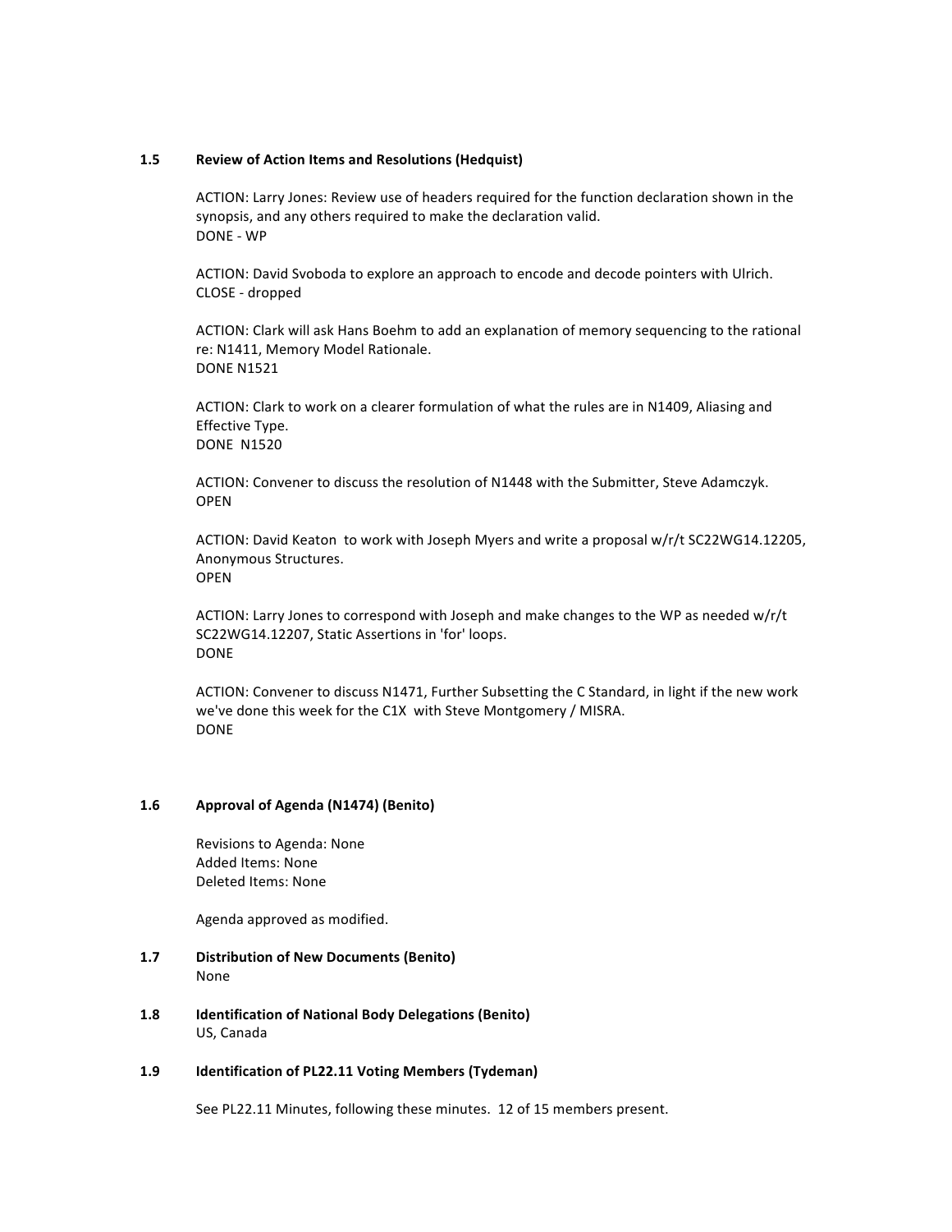### 1.5 Review of Action Items and Resolutions (Hedquist)

ACTION: Larry Jones: Review use of headers required for the function declaration shown in the synopsis, and any others required to make the declaration valid.
DONE - WP

ACTION: David Svoboda to explore an approach to encode and decode pointers with Ulrich.
CLOSE - dropped

ACTION: Clark will ask Hans Boehm to add an explanation of memory sequencing to the rational re: N1411, Memory Model Rationale.
DONE N1521

ACTION: Clark to work on a clearer formulation of what the rules are in N1409, Aliasing and Effective Type.
DONE N1520

ACTION: Convener to discuss the resolution of N1448 with the Submitter, Steve Adamczyk.
OPEN

ACTION: David Keaton to work with Joseph Myers and write a proposal w/r/t SC22WG14.12205, Anonymous Structures.
OPEN

ACTION: Larry Jones to correspond with Joseph and make changes to the WP as needed w/r/t SC22WG14.12207, Static Assertions in 'for' loops.
DONE

ACTION: Convener to discuss N1471, Further Subsetting the C Standard, in light if the new work we've done this week for the C1X with Steve Montgomery / MISRA.
DONE

### 1.6 Approval of Agenda (N1474) (Benito)

Revisions to Agenda: None
Added Items: None
Deleted Items: None

Agenda approved as modified.

### 1.7 Distribution of New Documents (Benito)

None

### 1.8 Identification of National Body Delegations (Benito)

US, Canada

### 1.9 Identification of PL22.11 Voting Members (Tydeman)

See PL22.11 Minutes, following these minutes. 12 of 15 members present.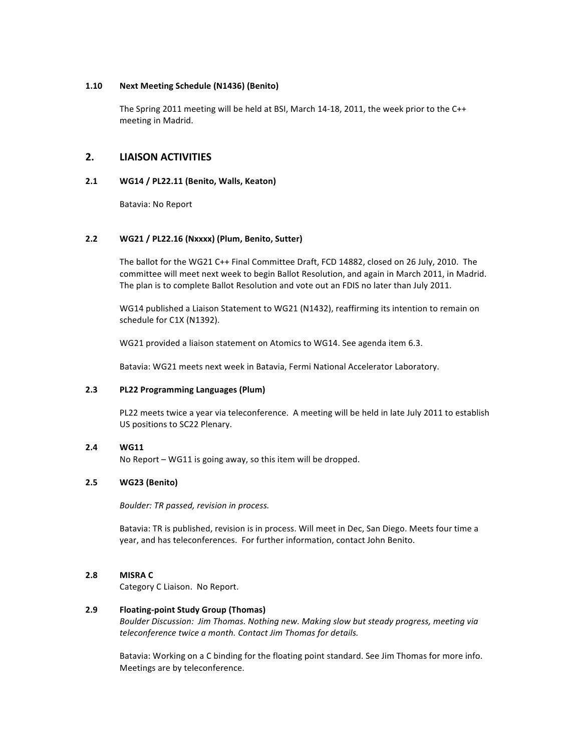### 1.10 Next Meeting Schedule (N1436) (Benito)

The Spring 2011 meeting will be held at BSI, March 14-18, 2011, the week prior to the C++ meeting in Madrid.

## 2. LIAISON ACTIVITIES

### 2.1 WG14 / PL22.11 (Benito, Walls, Keaton)

Batavia: No Report

### 2.2 WG21 / PL22.16 (Nxxxx) (Plum, Benito, Sutter)

The ballot for the WG21 C++ Final Committee Draft, FCD 14882, closed on 26 July, 2010. The committee will meet next week to begin Ballot Resolution, and again in March 2011, in Madrid. The plan is to complete Ballot Resolution and vote out an FDIS no later than July 2011.

WG14 published a Liaison Statement to WG21 (N1432), reaffirming its intention to remain on schedule for C1X (N1392).

WG21 provided a liaison statement on Atomics to WG14. See agenda item 6.3.

Batavia: WG21 meets next week in Batavia, Fermi National Accelerator Laboratory.

### 2.3 PL22 Programming Languages (Plum)

PL22 meets twice a year via teleconference. A meeting will be held in late July 2011 to establish US positions to SC22 Plenary.

### 2.4 WG11

No Report – WG11 is going away, so this item will be dropped.

### 2.5 WG23 (Benito)

*Boulder: TR passed, revision in process.*

Batavia: TR is published, revision is in process. Will meet in Dec, San Diego. Meets four time a year, and has teleconferences. For further information, contact John Benito.

### 2.8 MISRA C

Category C Liaison. No Report.

### 2.9 Floating-point Study Group (Thomas)

*Boulder Discussion: Jim Thomas. Nothing new. Making slow but steady progress, meeting via teleconference twice a month. Contact Jim Thomas for details.*

Batavia: Working on a C binding for the floating point standard. See Jim Thomas for more info. Meetings are by teleconference.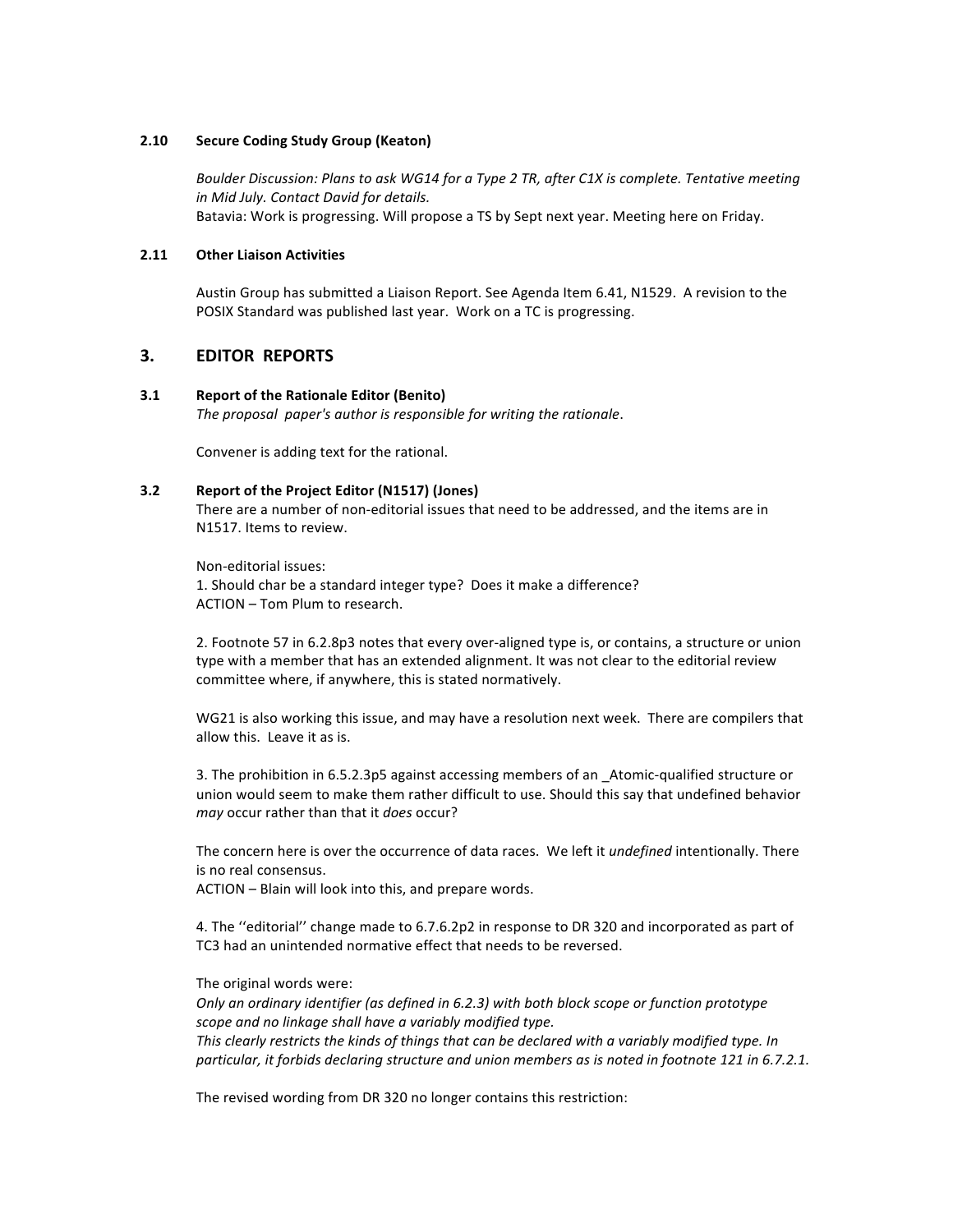### 2.10 Secure Coding Study Group (Keaton)

*Boulder Discussion: Plans to ask WG14 for a Type 2 TR, after C1X is complete. Tentative meeting in Mid July. Contact David for details.*
Batavia: Work is progressing. Will propose a TS by Sept next year. Meeting here on Friday.

### 2.11 Other Liaison Activities

Austin Group has submitted a Liaison Report. See Agenda Item 6.41, N1529. A revision to the POSIX Standard was published last year. Work on a TC is progressing.

## 3. EDITOR REPORTS

### 3.1 Report of the Rationale Editor (Benito)

*The proposal paper's author is responsible for writing the rationale*.

Convener is adding text for the rational.

### 3.2 Report of the Project Editor (N1517) (Jones)

There are a number of non-editorial issues that need to be addressed, and the items are in N1517. Items to review.

Non-editorial issues:
1. Should char be a standard integer type? Does it make a difference?
ACTION – Tom Plum to research.

2. Footnote 57 in 6.2.8p3 notes that every over-aligned type is, or contains, a structure or union type with a member that has an extended alignment. It was not clear to the editorial review committee where, if anywhere, this is stated normatively.

WG21 is also working this issue, and may have a resolution next week. There are compilers that allow this. Leave it as is.

3. The prohibition in 6.5.2.3p5 against accessing members of an _Atomic-qualified structure or union would seem to make them rather difficult to use. Should this say that undefined behavior *may* occur rather than that it *does* occur?

The concern here is over the occurrence of data races. We left it *undefined* intentionally. There is no real consensus.
ACTION – Blain will look into this, and prepare words.

4. The ''editorial'' change made to 6.7.6.2p2 in response to DR 320 and incorporated as part of TC3 had an unintended normative effect that needs to be reversed.

The original words were:
*Only an ordinary identifier (as defined in 6.2.3) with both block scope or function prototype scope and no linkage shall have a variably modified type.*
*This clearly restricts the kinds of things that can be declared with a variably modified type. In particular, it forbids declaring structure and union members as is noted in footnote 121 in 6.7.2.1.*

The revised wording from DR 320 no longer contains this restriction: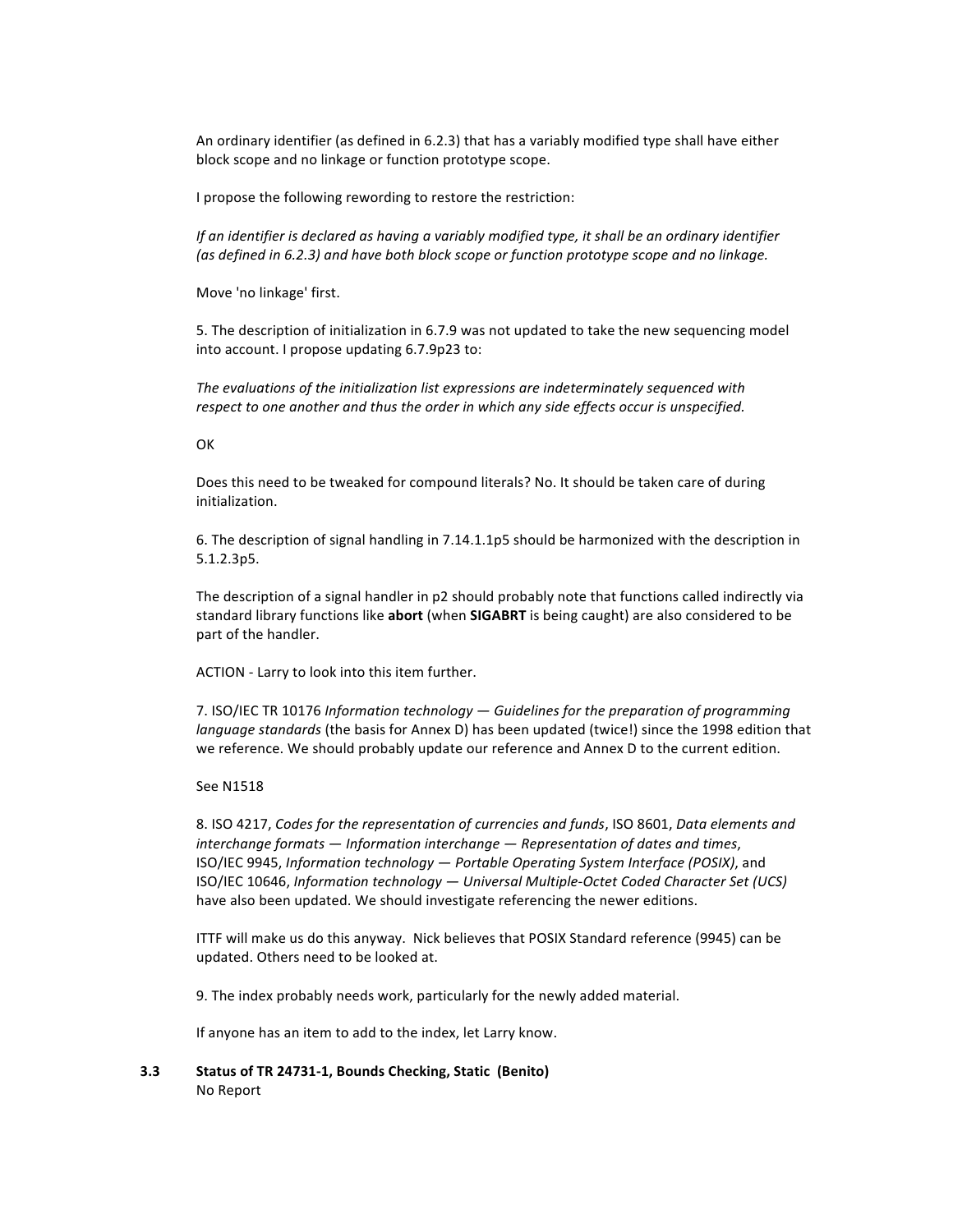An ordinary identifier (as defined in 6.2.3) that has a variably modified type shall have either block scope and no linkage or function prototype scope.

I propose the following rewording to restore the restriction:

*If an identifier is declared as having a variably modified type, it shall be an ordinary identifier (as defined in 6.2.3) and have both block scope or function prototype scope and no linkage.*

Move 'no linkage' first.

5. The description of initialization in 6.7.9 was not updated to take the new sequencing model into account. I propose updating 6.7.9p23 to:

*The evaluations of the initialization list expressions are indeterminately sequenced with respect to one another and thus the order in which any side effects occur is unspecified.*

OK

Does this need to be tweaked for compound literals? No. It should be taken care of during initialization.

6. The description of signal handling in 7.14.1.1p5 should be harmonized with the description in 5.1.2.3p5.

The description of a signal handler in p2 should probably note that functions called indirectly via standard library functions like **abort** (when **SIGABRT** is being caught) are also considered to be part of the handler.

ACTION - Larry to look into this item further.

7. ISO/IEC TR 10176 *Information technology — Guidelines for the preparation of programming language standards* (the basis for Annex D) has been updated (twice!) since the 1998 edition that we reference. We should probably update our reference and Annex D to the current edition.

See N1518

8. ISO 4217, *Codes for the representation of currencies and funds*, ISO 8601, *Data elements and interchange formats — Information interchange — Representation of dates and times*, ISO/IEC 9945, *Information technology — Portable Operating System Interface (POSIX)*, and ISO/IEC 10646, *Information technology — Universal Multiple-Octet Coded Character Set (UCS)* have also been updated. We should investigate referencing the newer editions.

ITTF will make us do this anyway. Nick believes that POSIX Standard reference (9945) can be updated. Others need to be looked at.

9. The index probably needs work, particularly for the newly added material.

If anyone has an item to add to the index, let Larry know.

### 3.3 Status of TR 24731-1, Bounds Checking, Static (Benito)

No Report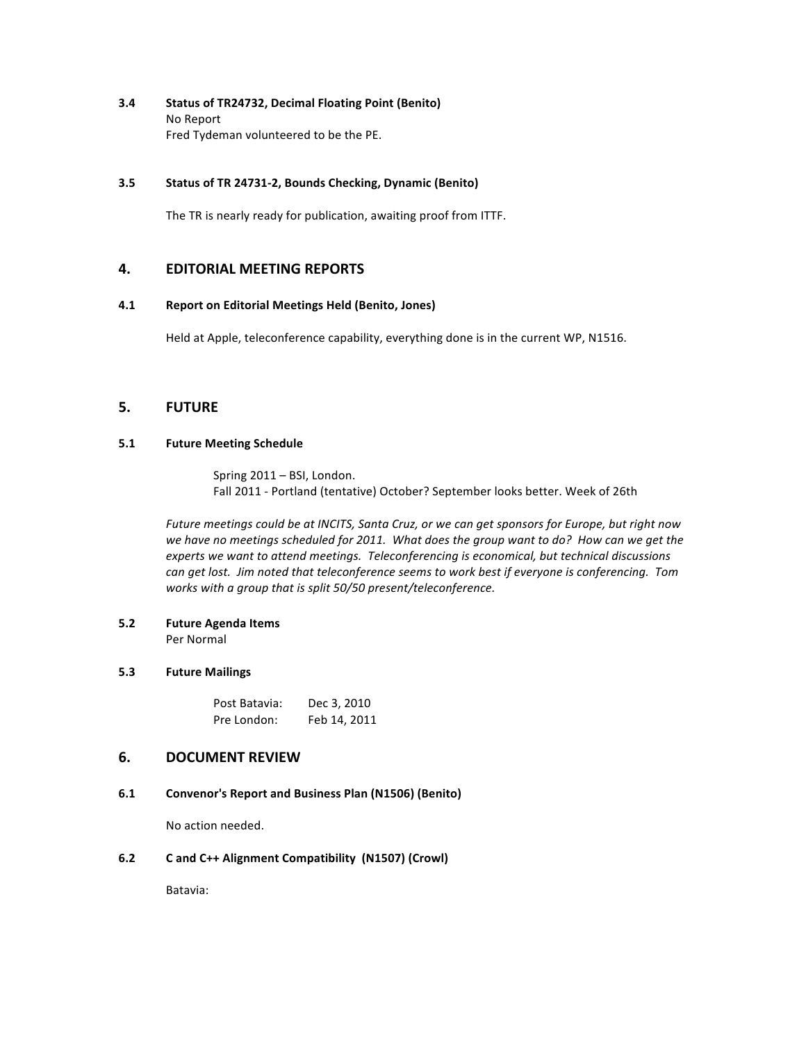### 3.4 Status of TR24732, Decimal Floating Point (Benito)

No Report
Fred Tydeman volunteered to be the PE.

### 3.5 Status of TR 24731-2, Bounds Checking, Dynamic (Benito)

The TR is nearly ready for publication, awaiting proof from ITTF.

## 4. EDITORIAL MEETING REPORTS

### 4.1 Report on Editorial Meetings Held (Benito, Jones)

Held at Apple, teleconference capability, everything done is in the current WP, N1516.

## 5. FUTURE

### 5.1 Future Meeting Schedule

Spring 2011 – BSI, London.
Fall 2011 - Portland (tentative) October? September looks better. Week of 26th

*Future meetings could be at INCITS, Santa Cruz, or we can get sponsors for Europe, but right now we have no meetings scheduled for 2011. What does the group want to do? How can we get the experts we want to attend meetings. Teleconferencing is economical, but technical discussions can get lost. Jim noted that teleconference seems to work best if everyone is conferencing. Tom works with a group that is split 50/50 present/teleconference.*

### 5.2 Future Agenda Items

Per Normal

### 5.3 Future Mailings

| | |
|---|---|
| Post Batavia: | Dec 3, 2010 |
| Pre London: | Feb 14, 2011 |

## 6. DOCUMENT REVIEW

### 6.1 Convenor's Report and Business Plan (N1506) (Benito)

No action needed.

### 6.2 C and C++ Alignment Compatibility (N1507) (Crowl)

Batavia: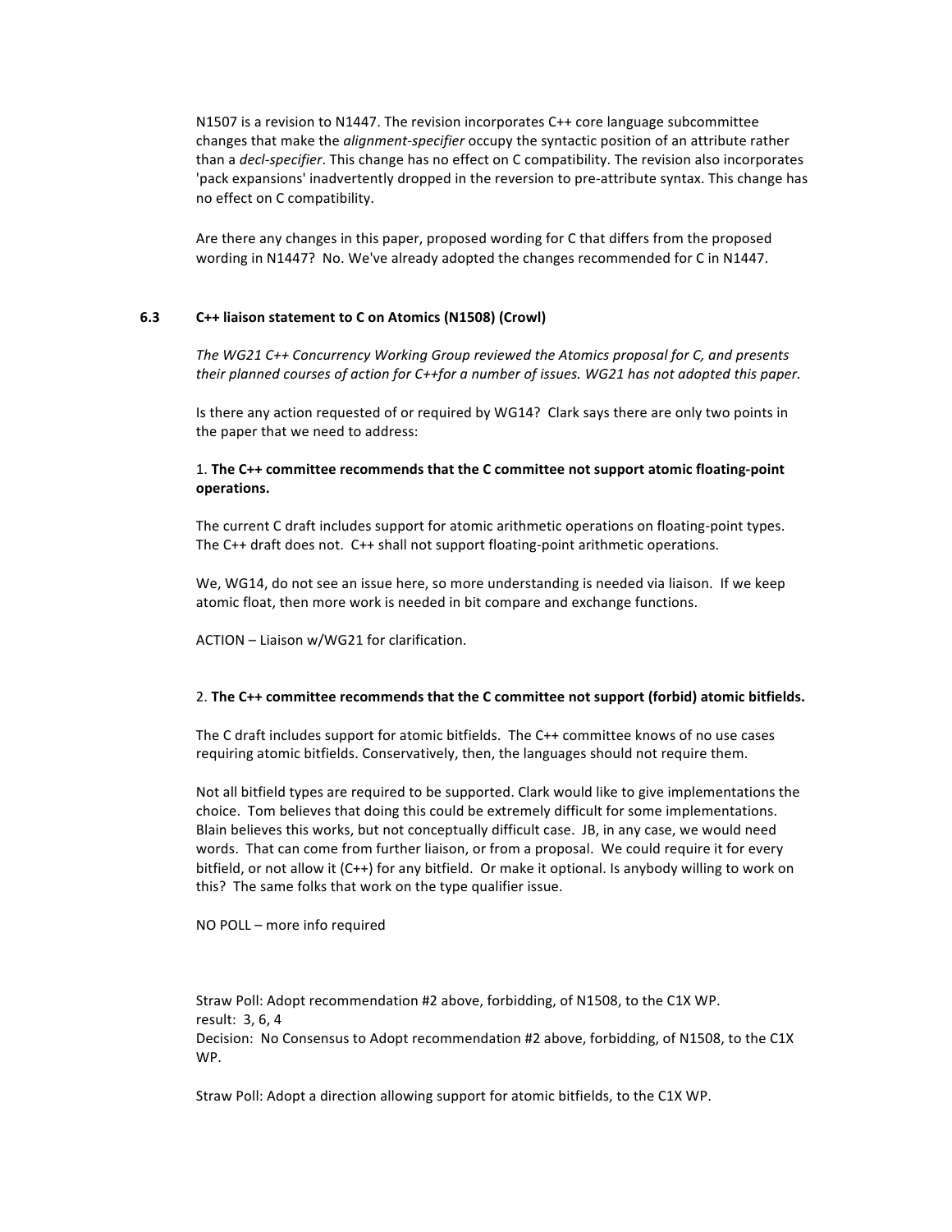N1507 is a revision to N1447. The revision incorporates C++ core language subcommittee changes that make the *alignment-specifier* occupy the syntactic position of an attribute rather than a *decl-specifier*. This change has no effect on C compatibility. The revision also incorporates 'pack expansions' inadvertently dropped in the reversion to pre-attribute syntax. This change has no effect on C compatibility.

Are there any changes in this paper, proposed wording for C that differs from the proposed wording in N1447? No. We've already adopted the changes recommended for C in N1447.

### 6.3 C++ liaison statement to C on Atomics (N1508) (Crowl)

*The WG21 C++ Concurrency Working Group reviewed the Atomics proposal for C, and presents their planned courses of action for C++for a number of issues. WG21 has not adopted this paper.*

Is there any action requested of or required by WG14? Clark says there are only two points in the paper that we need to address:

1. **The C++ committee recommends that the C committee not support atomic floating-point operations.**

The current C draft includes support for atomic arithmetic operations on floating-point types. The C++ draft does not. C++ shall not support floating-point arithmetic operations.

We, WG14, do not see an issue here, so more understanding is needed via liaison. If we keep atomic float, then more work is needed in bit compare and exchange functions.

ACTION – Liaison w/WG21 for clarification.

2. **The C++ committee recommends that the C committee not support (forbid) atomic bitfields.**

The C draft includes support for atomic bitfields. The C++ committee knows of no use cases requiring atomic bitfields. Conservatively, then, the languages should not require them.

Not all bitfield types are required to be supported. Clark would like to give implementations the choice. Tom believes that doing this could be extremely difficult for some implementations. Blain believes this works, but not conceptually difficult case. JB, in any case, we would need words. That can come from further liaison, or from a proposal. We could require it for every bitfield, or not allow it (C++) for any bitfield. Or make it optional. Is anybody willing to work on this? The same folks that work on the type qualifier issue.

NO POLL – more info required

Straw Poll: Adopt recommendation #2 above, forbidding, of N1508, to the C1X WP.
result: 3, 6, 4
Decision: No Consensus to Adopt recommendation #2 above, forbidding, of N1508, to the C1X WP.

Straw Poll: Adopt a direction allowing support for atomic bitfields, to the C1X WP.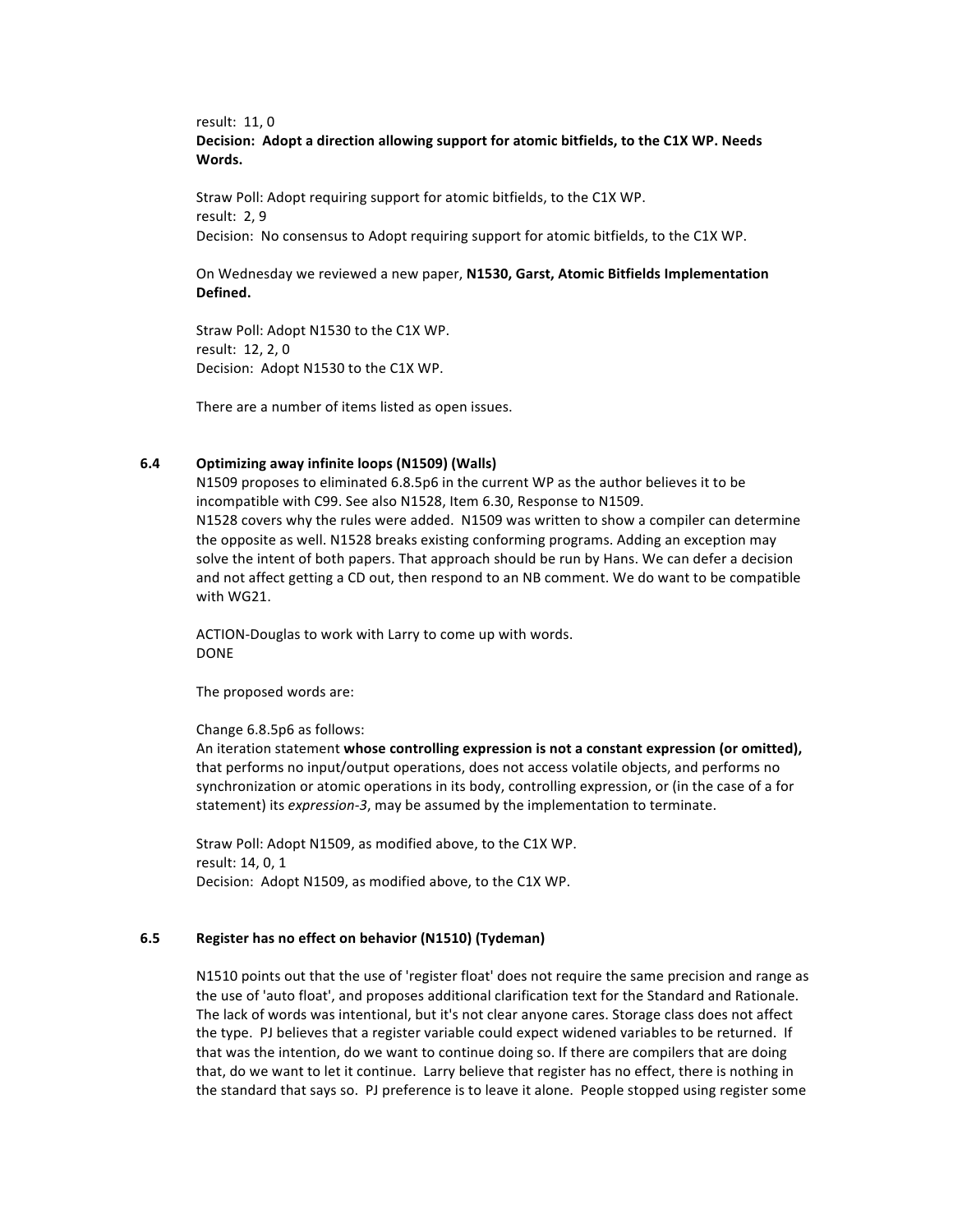result: 11, 0
**Decision: Adopt a direction allowing support for atomic bitfields, to the C1X WP. Needs Words.**

Straw Poll: Adopt requiring support for atomic bitfields, to the C1X WP.
result: 2, 9
Decision: No consensus to Adopt requiring support for atomic bitfields, to the C1X WP.

On Wednesday we reviewed a new paper, **N1530, Garst, Atomic Bitfields Implementation Defined.**

Straw Poll: Adopt N1530 to the C1X WP.
result: 12, 2, 0
Decision: Adopt N1530 to the C1X WP.

There are a number of items listed as open issues.

### 6.4 Optimizing away infinite loops (N1509) (Walls)

N1509 proposes to eliminated 6.8.5p6 in the current WP as the author believes it to be incompatible with C99. See also N1528, Item 6.30, Response to N1509.
N1528 covers why the rules were added. N1509 was written to show a compiler can determine the opposite as well. N1528 breaks existing conforming programs. Adding an exception may solve the intent of both papers. That approach should be run by Hans. We can defer a decision and not affect getting a CD out, then respond to an NB comment. We do want to be compatible with WG21.

ACTION-Douglas to work with Larry to come up with words.
DONE

The proposed words are:

Change 6.8.5p6 as follows:
An iteration statement **whose controlling expression is not a constant expression (or omitted),** that performs no input/output operations, does not access volatile objects, and performs no synchronization or atomic operations in its body, controlling expression, or (in the case of a for statement) its *expression-3*, may be assumed by the implementation to terminate.

Straw Poll: Adopt N1509, as modified above, to the C1X WP.
result: 14, 0, 1
Decision: Adopt N1509, as modified above, to the C1X WP.

### 6.5 Register has no effect on behavior (N1510) (Tydeman)

N1510 points out that the use of 'register float' does not require the same precision and range as the use of 'auto float', and proposes additional clarification text for the Standard and Rationale. The lack of words was intentional, but it's not clear anyone cares. Storage class does not affect the type. PJ believes that a register variable could expect widened variables to be returned. If that was the intention, do we want to continue doing so. If there are compilers that are doing that, do we want to let it continue. Larry believe that register has no effect, there is nothing in the standard that says so. PJ preference is to leave it alone. People stopped using register some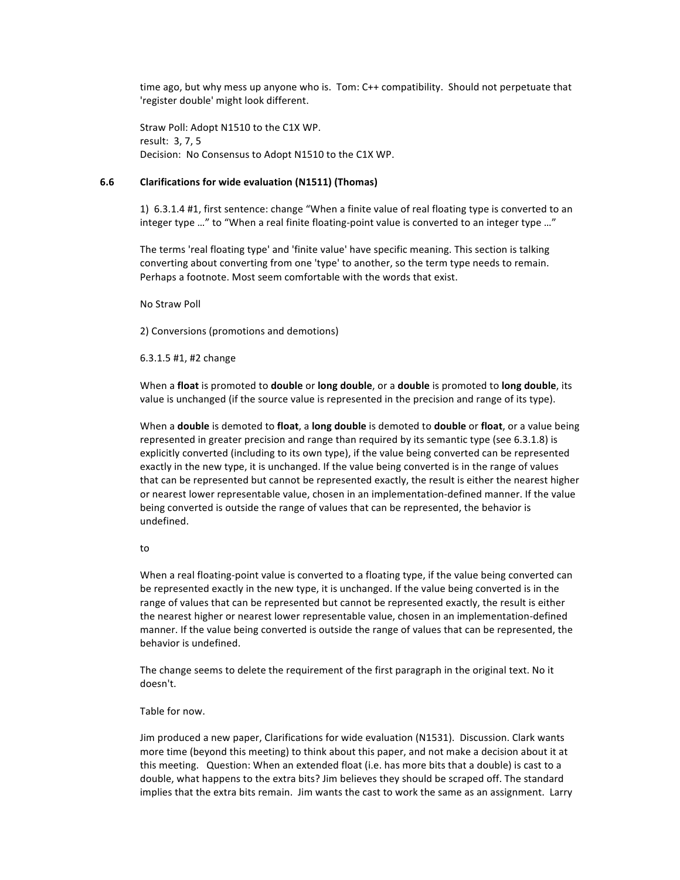time ago, but why mess up anyone who is. Tom: C++ compatibility. Should not perpetuate that 'register double' might look different.

Straw Poll: Adopt N1510 to the C1X WP.
result: 3, 7, 5
Decision: No Consensus to Adopt N1510 to the C1X WP.

### 6.6 Clarifications for wide evaluation (N1511) (Thomas)

1) 6.3.1.4 #1, first sentence: change "When a finite value of real floating type is converted to an integer type …" to "When a real finite floating-point value is converted to an integer type …"

The terms 'real floating type' and 'finite value' have specific meaning. This section is talking converting about converting from one 'type' to another, so the term type needs to remain. Perhaps a footnote. Most seem comfortable with the words that exist.

No Straw Poll

2) Conversions (promotions and demotions)

6.3.1.5 #1, #2 change

When a **float** is promoted to **double** or **long double**, or a **double** is promoted to **long double**, its value is unchanged (if the source value is represented in the precision and range of its type).

When a **double** is demoted to **float**, a **long double** is demoted to **double** or **float**, or a value being represented in greater precision and range than required by its semantic type (see 6.3.1.8) is explicitly converted (including to its own type), if the value being converted can be represented exactly in the new type, it is unchanged. If the value being converted is in the range of values that can be represented but cannot be represented exactly, the result is either the nearest higher or nearest lower representable value, chosen in an implementation-defined manner. If the value being converted is outside the range of values that can be represented, the behavior is undefined.

to

When a real floating-point value is converted to a floating type, if the value being converted can be represented exactly in the new type, it is unchanged. If the value being converted is in the range of values that can be represented but cannot be represented exactly, the result is either the nearest higher or nearest lower representable value, chosen in an implementation-defined manner. If the value being converted is outside the range of values that can be represented, the behavior is undefined.

The change seems to delete the requirement of the first paragraph in the original text. No it doesn't.

Table for now.

Jim produced a new paper, Clarifications for wide evaluation (N1531). Discussion. Clark wants more time (beyond this meeting) to think about this paper, and not make a decision about it at this meeting. Question: When an extended float (i.e. has more bits that a double) is cast to a double, what happens to the extra bits? Jim believes they should be scraped off. The standard implies that the extra bits remain. Jim wants the cast to work the same as an assignment. Larry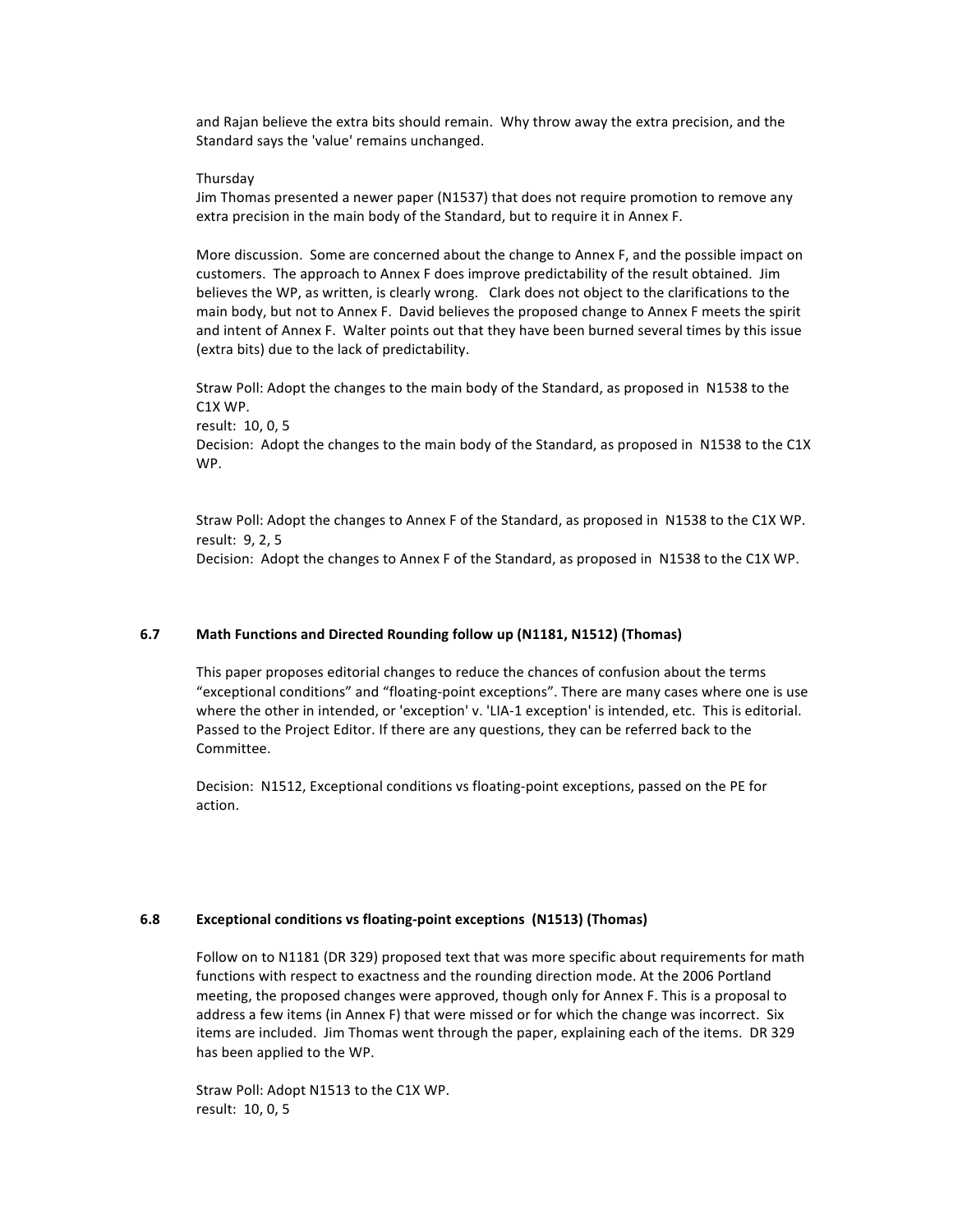and Rajan believe the extra bits should remain. Why throw away the extra precision, and the Standard says the 'value' remains unchanged.

Thursday
Jim Thomas presented a newer paper (N1537) that does not require promotion to remove any extra precision in the main body of the Standard, but to require it in Annex F.

More discussion. Some are concerned about the change to Annex F, and the possible impact on customers. The approach to Annex F does improve predictability of the result obtained. Jim believes the WP, as written, is clearly wrong. Clark does not object to the clarifications to the main body, but not to Annex F. David believes the proposed change to Annex F meets the spirit and intent of Annex F. Walter points out that they have been burned several times by this issue (extra bits) due to the lack of predictability.

Straw Poll: Adopt the changes to the main body of the Standard, as proposed in N1538 to the C1X WP.
result: 10, 0, 5
Decision: Adopt the changes to the main body of the Standard, as proposed in N1538 to the C1X WP.

Straw Poll: Adopt the changes to Annex F of the Standard, as proposed in N1538 to the C1X WP.
result: 9, 2, 5
Decision: Adopt the changes to Annex F of the Standard, as proposed in N1538 to the C1X WP.

### 6.7 Math Functions and Directed Rounding follow up (N1181, N1512) (Thomas)

This paper proposes editorial changes to reduce the chances of confusion about the terms "exceptional conditions" and "floating-point exceptions". There are many cases where one is use where the other in intended, or 'exception' v. 'LIA-1 exception' is intended, etc. This is editorial. Passed to the Project Editor. If there are any questions, they can be referred back to the Committee.

Decision: N1512, Exceptional conditions vs floating-point exceptions, passed on the PE for action.

### 6.8 Exceptional conditions vs floating-point exceptions (N1513) (Thomas)

Follow on to N1181 (DR 329) proposed text that was more specific about requirements for math functions with respect to exactness and the rounding direction mode. At the 2006 Portland meeting, the proposed changes were approved, though only for Annex F. This is a proposal to address a few items (in Annex F) that were missed or for which the change was incorrect. Six items are included. Jim Thomas went through the paper, explaining each of the items. DR 329 has been applied to the WP.

Straw Poll: Adopt N1513 to the C1X WP.
result: 10, 0, 5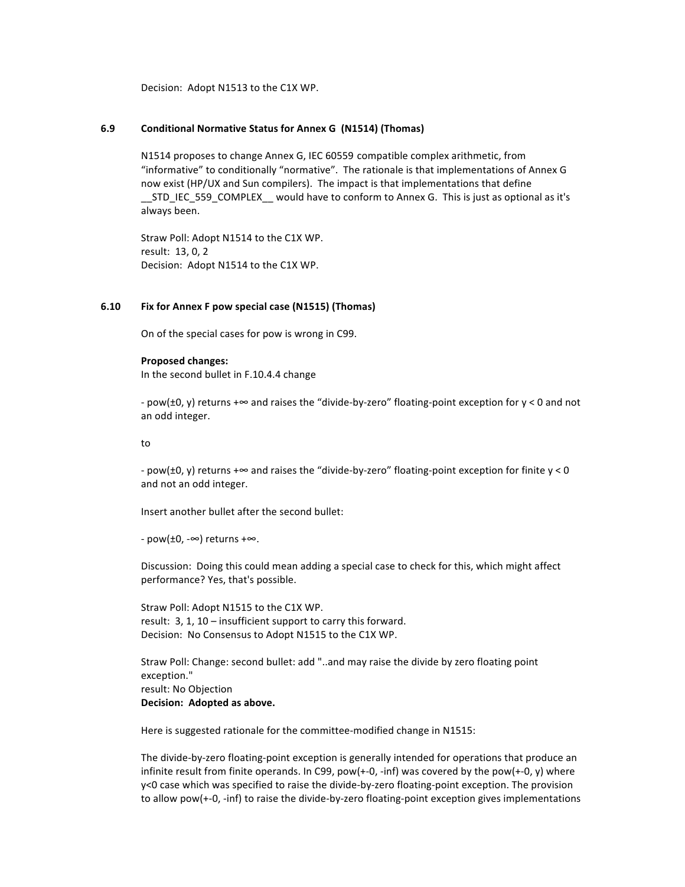Decision: Adopt N1513 to the C1X WP.

### 6.9 Conditional Normative Status for Annex G (N1514) (Thomas)

N1514 proposes to change Annex G, IEC 60559 compatible complex arithmetic, from "informative" to conditionally "normative". The rationale is that implementations of Annex G now exist (HP/UX and Sun compilers). The impact is that implementations that define __STD_IEC_559_COMPLEX__ would have to conform to Annex G. This is just as optional as it's always been.

Straw Poll: Adopt N1514 to the C1X WP.
result: 13, 0, 2
Decision: Adopt N1514 to the C1X WP.

### 6.10 Fix for Annex F pow special case (N1515) (Thomas)

On of the special cases for pow is wrong in C99.

**Proposed changes:**
In the second bullet in F.10.4.4 change

- pow(±0, y) returns +∞ and raises the "divide-by-zero" floating-point exception for y < 0 and not an odd integer.

to

- pow(±0, y) returns +∞ and raises the "divide-by-zero" floating-point exception for finite y < 0 and not an odd integer.

Insert another bullet after the second bullet:

- pow(±0, -∞) returns +∞.

Discussion: Doing this could mean adding a special case to check for this, which might affect performance? Yes, that's possible.

Straw Poll: Adopt N1515 to the C1X WP.
result: 3, 1, 10 – insufficient support to carry this forward.
Decision: No Consensus to Adopt N1515 to the C1X WP.

Straw Poll: Change: second bullet: add "..and may raise the divide by zero floating point exception."
result: No Objection
**Decision: Adopted as above.**

Here is suggested rationale for the committee-modified change in N1515:

The divide-by-zero floating-point exception is generally intended for operations that produce an infinite result from finite operands. In C99, pow(+-0, -inf) was covered by the pow(+-0, y) where y<0 case which was specified to raise the divide-by-zero floating-point exception. The provision to allow pow(+-0, -inf) to raise the divide-by-zero floating-point exception gives implementations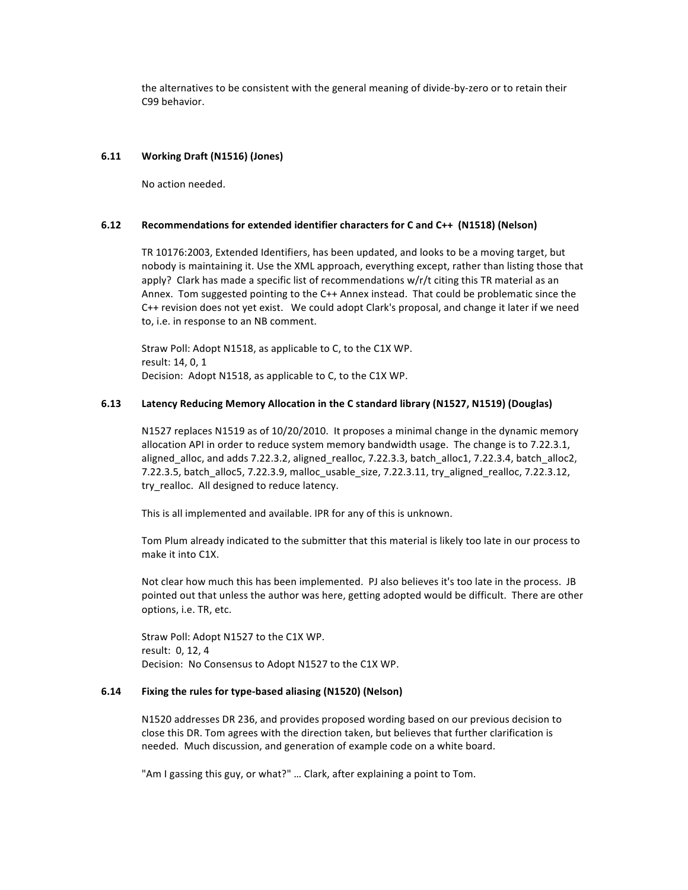the alternatives to be consistent with the general meaning of divide-by-zero or to retain their C99 behavior.

### 6.11 Working Draft (N1516) (Jones)

No action needed.

### 6.12 Recommendations for extended identifier characters for C and C++ (N1518) (Nelson)

TR 10176:2003, Extended Identifiers, has been updated, and looks to be a moving target, but nobody is maintaining it. Use the XML approach, everything except, rather than listing those that apply? Clark has made a specific list of recommendations w/r/t citing this TR material as an Annex. Tom suggested pointing to the C++ Annex instead. That could be problematic since the C++ revision does not yet exist. We could adopt Clark's proposal, and change it later if we need to, i.e. in response to an NB comment.

Straw Poll: Adopt N1518, as applicable to C, to the C1X WP.
result: 14, 0, 1
Decision: Adopt N1518, as applicable to C, to the C1X WP.

### 6.13 Latency Reducing Memory Allocation in the C standard library (N1527, N1519) (Douglas)

N1527 replaces N1519 as of 10/20/2010. It proposes a minimal change in the dynamic memory allocation API in order to reduce system memory bandwidth usage. The change is to 7.22.3.1, aligned_alloc, and adds 7.22.3.2, aligned_realloc, 7.22.3.3, batch_alloc1, 7.22.3.4, batch_alloc2, 7.22.3.5, batch_alloc5, 7.22.3.9, malloc_usable_size, 7.22.3.11, try_aligned_realloc, 7.22.3.12, try_realloc. All designed to reduce latency.

This is all implemented and available. IPR for any of this is unknown.

Tom Plum already indicated to the submitter that this material is likely too late in our process to make it into C1X.

Not clear how much this has been implemented. PJ also believes it's too late in the process. JB pointed out that unless the author was here, getting adopted would be difficult. There are other options, i.e. TR, etc.

Straw Poll: Adopt N1527 to the C1X WP.
result: 0, 12, 4
Decision: No Consensus to Adopt N1527 to the C1X WP.

### 6.14 Fixing the rules for type-based aliasing (N1520) (Nelson)

N1520 addresses DR 236, and provides proposed wording based on our previous decision to close this DR. Tom agrees with the direction taken, but believes that further clarification is needed. Much discussion, and generation of example code on a white board.

"Am I gassing this guy, or what?" … Clark, after explaining a point to Tom.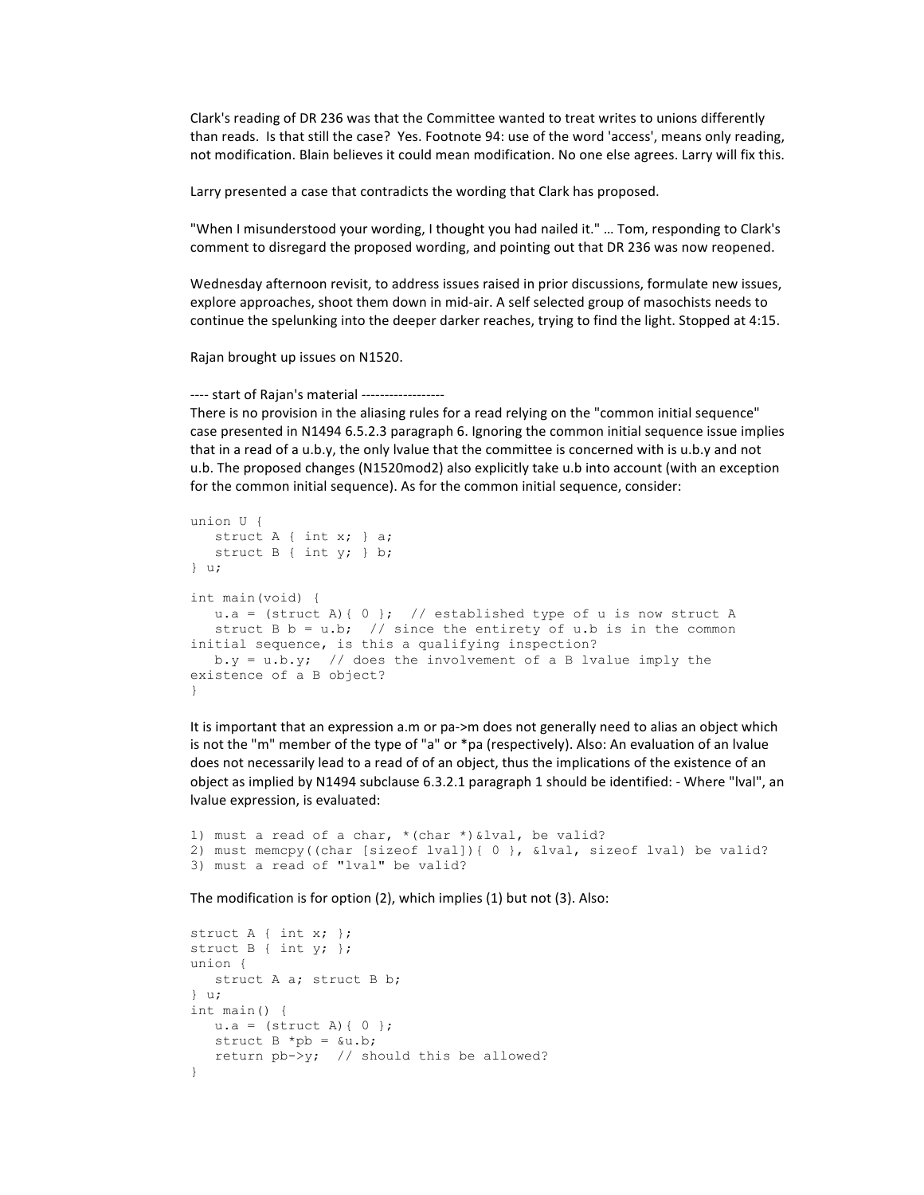Clark's reading of DR 236 was that the Committee wanted to treat writes to unions differently than reads. Is that still the case? Yes. Footnote 94: use of the word 'access', means only reading, not modification. Blain believes it could mean modification. No one else agrees. Larry will fix this.

Larry presented a case that contradicts the wording that Clark has proposed.

"When I misunderstood your wording, I thought you had nailed it." … Tom, responding to Clark's comment to disregard the proposed wording, and pointing out that DR 236 was now reopened.

Wednesday afternoon revisit, to address issues raised in prior discussions, formulate new issues, explore approaches, shoot them down in mid-air. A self selected group of masochists needs to continue the spelunking into the deeper darker reaches, trying to find the light. Stopped at 4:15.

Rajan brought up issues on N1520.

---- start of Rajan's material ------------------

There is no provision in the aliasing rules for a read relying on the "common initial sequence" case presented in N1494 6.5.2.3 paragraph 6. Ignoring the common initial sequence issue implies that in a read of a u.b.y, the only lvalue that the committee is concerned with is u.b.y and not u.b. The proposed changes (N1520mod2) also explicitly take u.b into account (with an exception for the common initial sequence). As for the common initial sequence, consider:

```
union U {
   struct A { int x; } a;
   struct B { int y; } b;
} u;

int main(void) {
   u.a = (struct A){ 0 };  // established type of u is now struct A
   struct B b = u.b;  // since the entirety of u.b is in the common
initial sequence, is this a qualifying inspection?
   b.y = u.b.y;  // does the involvement of a B lvalue imply the
existence of a B object?
}
```

It is important that an expression a.m or pa->m does not generally need to alias an object which is not the "m" member of the type of "a" or *pa (respectively). Also: An evaluation of an lvalue does not necessarily lead to a read of of an object, thus the implications of the existence of an object as implied by N1494 subclause 6.3.2.1 paragraph 1 should be identified: - Where "lval", an lvalue expression, is evaluated:

```
1) must a read of a char, *(char *)&lval, be valid?
2) must memcpy((char [sizeof lval]){ 0 }, &lval, sizeof lval) be valid?
3) must a read of "lval" be valid?
```

The modification is for option (2), which implies (1) but not (3). Also:

```
struct A { int x; };
struct B { int y; };
union {
   struct A a; struct B b;
} u;
int main() {
   u.a = (struct A){ 0 };
   struct B *pb = &u.b;
   return pb->y;  // should this be allowed?
}
```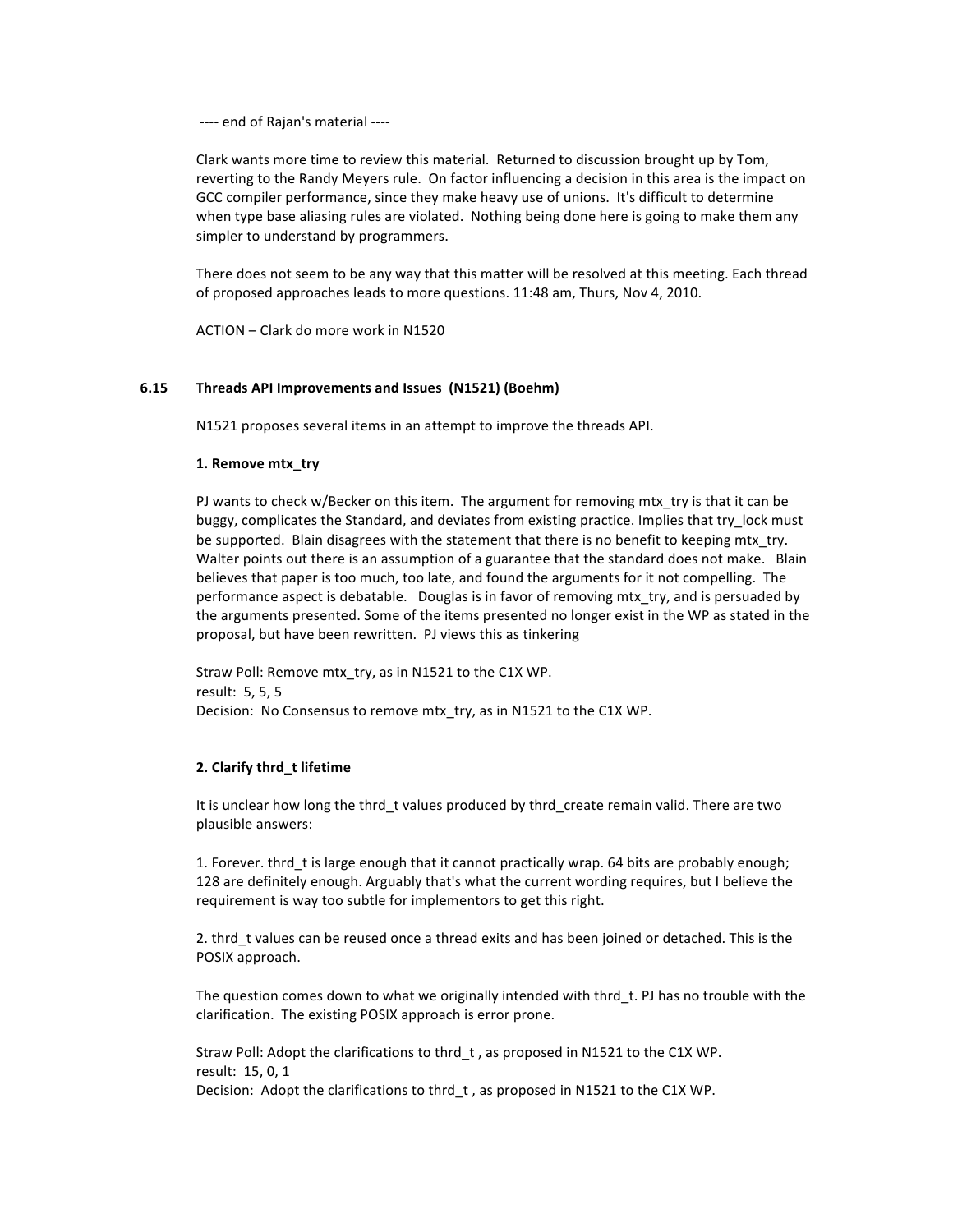---- end of Rajan's material ----

Clark wants more time to review this material. Returned to discussion brought up by Tom, reverting to the Randy Meyers rule. On factor influencing a decision in this area is the impact on GCC compiler performance, since they make heavy use of unions. It's difficult to determine when type base aliasing rules are violated. Nothing being done here is going to make them any simpler to understand by programmers.

There does not seem to be any way that this matter will be resolved at this meeting. Each thread of proposed approaches leads to more questions. 11:48 am, Thurs, Nov 4, 2010.

ACTION – Clark do more work in N1520

### 6.15 Threads API Improvements and Issues (N1521) (Boehm)

N1521 proposes several items in an attempt to improve the threads API.

**1. Remove mtx_try**

PJ wants to check w/Becker on this item. The argument for removing mtx_try is that it can be buggy, complicates the Standard, and deviates from existing practice. Implies that try_lock must be supported. Blain disagrees with the statement that there is no benefit to keeping mtx_try. Walter points out there is an assumption of a guarantee that the standard does not make. Blain believes that paper is too much, too late, and found the arguments for it not compelling. The performance aspect is debatable. Douglas is in favor of removing mtx_try, and is persuaded by the arguments presented. Some of the items presented no longer exist in the WP as stated in the proposal, but have been rewritten. PJ views this as tinkering

Straw Poll: Remove mtx_try, as in N1521 to the C1X WP.
result: 5, 5, 5
Decision: No Consensus to remove mtx_try, as in N1521 to the C1X WP.

**2. Clarify thrd_t lifetime**

It is unclear how long the thrd_t values produced by thrd_create remain valid. There are two plausible answers:

1. Forever. thrd_t is large enough that it cannot practically wrap. 64 bits are probably enough; 128 are definitely enough. Arguably that's what the current wording requires, but I believe the requirement is way too subtle for implementors to get this right.

2. thrd_t values can be reused once a thread exits and has been joined or detached. This is the POSIX approach.

The question comes down to what we originally intended with thrd_t. PJ has no trouble with the clarification. The existing POSIX approach is error prone.

Straw Poll: Adopt the clarifications to thrd_t , as proposed in N1521 to the C1X WP.
result: 15, 0, 1
Decision: Adopt the clarifications to thrd_t , as proposed in N1521 to the C1X WP.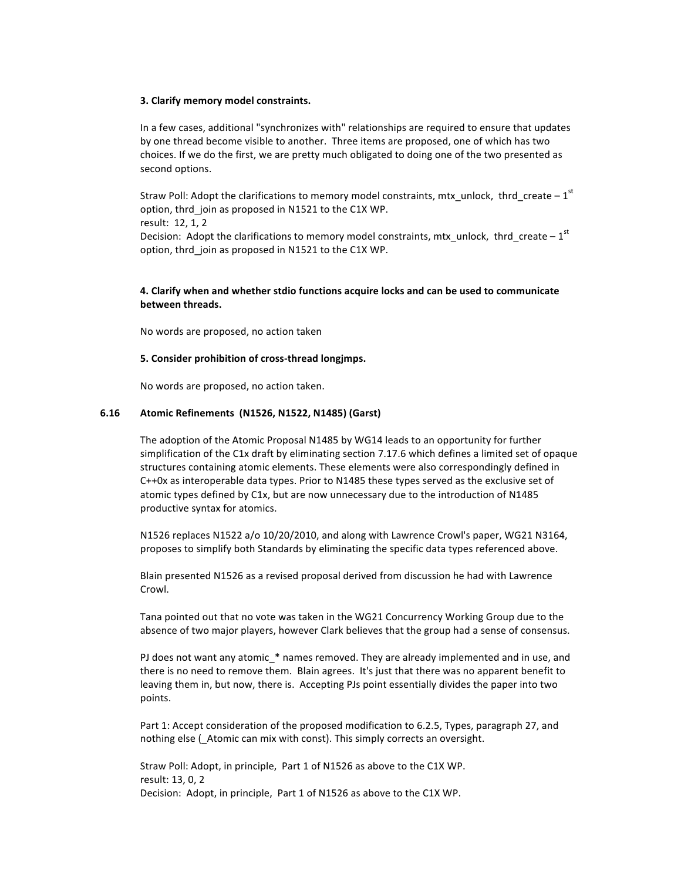**3. Clarify memory model constraints.**

In a few cases, additional "synchronizes with" relationships are required to ensure that updates by one thread become visible to another. Three items are proposed, one of which has two choices. If we do the first, we are pretty much obligated to doing one of the two presented as second options.

Straw Poll: Adopt the clarifications to memory model constraints, mtx_unlock, thrd_create – 1st option, thrd_join as proposed in N1521 to the C1X WP.
result: 12, 1, 2
Decision: Adopt the clarifications to memory model constraints, mtx_unlock, thrd_create – 1st option, thrd_join as proposed in N1521 to the C1X WP.

**4. Clarify when and whether stdio functions acquire locks and can be used to communicate between threads.**

No words are proposed, no action taken

**5. Consider prohibition of cross-thread longjmps.**

No words are proposed, no action taken.

### 6.16 Atomic Refinements (N1526, N1522, N1485) (Garst)

The adoption of the Atomic Proposal N1485 by WG14 leads to an opportunity for further simplification of the C1x draft by eliminating section 7.17.6 which defines a limited set of opaque structures containing atomic elements. These elements were also correspondingly defined in C++0x as interoperable data types. Prior to N1485 these types served as the exclusive set of atomic types defined by C1x, but are now unnecessary due to the introduction of N1485 productive syntax for atomics.

N1526 replaces N1522 a/o 10/20/2010, and along with Lawrence Crowl's paper, WG21 N3164, proposes to simplify both Standards by eliminating the specific data types referenced above.

Blain presented N1526 as a revised proposal derived from discussion he had with Lawrence Crowl.

Tana pointed out that no vote was taken in the WG21 Concurrency Working Group due to the absence of two major players, however Clark believes that the group had a sense of consensus.

PJ does not want any atomic_* names removed. They are already implemented and in use, and there is no need to remove them. Blain agrees. It's just that there was no apparent benefit to leaving them in, but now, there is. Accepting PJs point essentially divides the paper into two points.

Part 1: Accept consideration of the proposed modification to 6.2.5, Types, paragraph 27, and nothing else (_Atomic can mix with const). This simply corrects an oversight.

Straw Poll: Adopt, in principle, Part 1 of N1526 as above to the C1X WP.
result: 13, 0, 2
Decision: Adopt, in principle, Part 1 of N1526 as above to the C1X WP.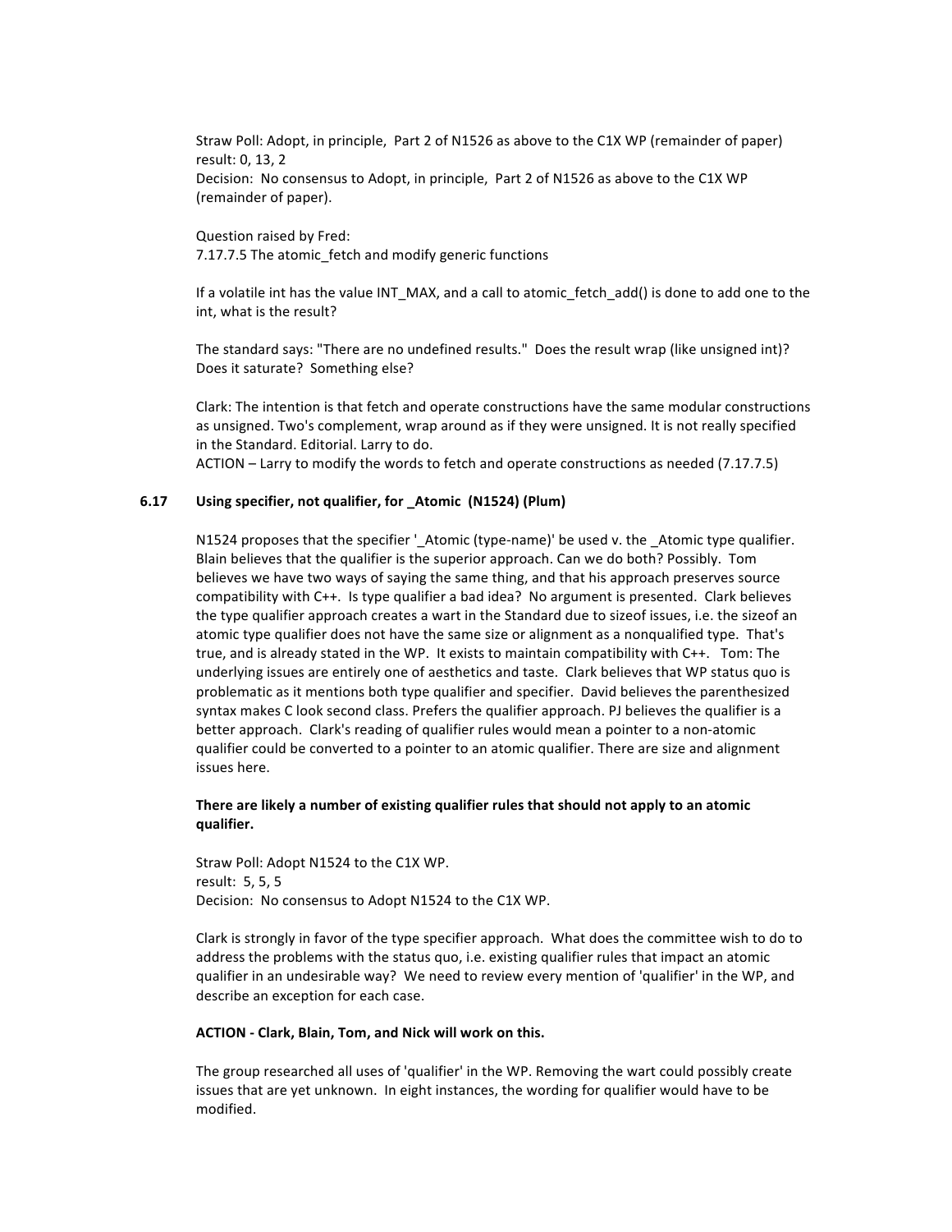Straw Poll: Adopt, in principle, Part 2 of N1526 as above to the C1X WP (remainder of paper)
result: 0, 13, 2
Decision: No consensus to Adopt, in principle, Part 2 of N1526 as above to the C1X WP (remainder of paper).

Question raised by Fred:
7.17.7.5 The atomic_fetch and modify generic functions

If a volatile int has the value INT_MAX, and a call to atomic_fetch_add() is done to add one to the int, what is the result?

The standard says: "There are no undefined results." Does the result wrap (like unsigned int)? Does it saturate? Something else?

Clark: The intention is that fetch and operate constructions have the same modular constructions as unsigned. Two's complement, wrap around as if they were unsigned. It is not really specified in the Standard. Editorial. Larry to do.
ACTION – Larry to modify the words to fetch and operate constructions as needed (7.17.7.5)

### 6.17 Using specifier, not qualifier, for _Atomic (N1524) (Plum)

N1524 proposes that the specifier '_Atomic (type-name)' be used v. the _Atomic type qualifier. Blain believes that the qualifier is the superior approach. Can we do both? Possibly. Tom believes we have two ways of saying the same thing, and that his approach preserves source compatibility with C++. Is type qualifier a bad idea? No argument is presented. Clark believes the type qualifier approach creates a wart in the Standard due to sizeof issues, i.e. the sizeof an atomic type qualifier does not have the same size or alignment as a nonqualified type. That's true, and is already stated in the WP. It exists to maintain compatibility with C++. Tom: The underlying issues are entirely one of aesthetics and taste. Clark believes that WP status quo is problematic as it mentions both type qualifier and specifier. David believes the parenthesized syntax makes C look second class. Prefers the qualifier approach. PJ believes the qualifier is a better approach. Clark's reading of qualifier rules would mean a pointer to a non-atomic qualifier could be converted to a pointer to an atomic qualifier. There are size and alignment issues here.

**There are likely a number of existing qualifier rules that should not apply to an atomic qualifier.**

Straw Poll: Adopt N1524 to the C1X WP.
result: 5, 5, 5
Decision: No consensus to Adopt N1524 to the C1X WP.

Clark is strongly in favor of the type specifier approach. What does the committee wish to do to address the problems with the status quo, i.e. existing qualifier rules that impact an atomic qualifier in an undesirable way? We need to review every mention of 'qualifier' in the WP, and describe an exception for each case.

**ACTION - Clark, Blain, Tom, and Nick will work on this.**

The group researched all uses of 'qualifier' in the WP. Removing the wart could possibly create issues that are yet unknown. In eight instances, the wording for qualifier would have to be modified.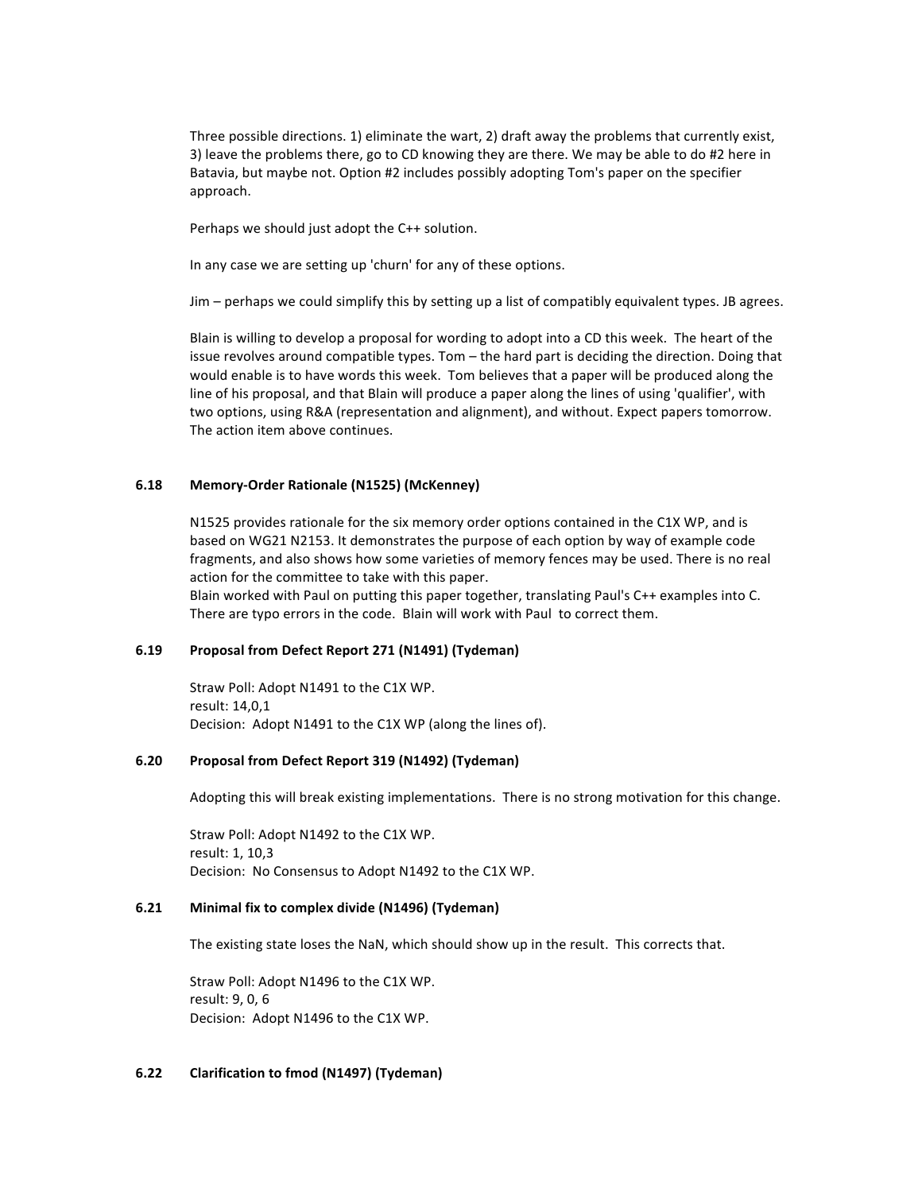Three possible directions. 1) eliminate the wart, 2) draft away the problems that currently exist, 3) leave the problems there, go to CD knowing they are there. We may be able to do #2 here in Batavia, but maybe not. Option #2 includes possibly adopting Tom's paper on the specifier approach.

Perhaps we should just adopt the C++ solution.

In any case we are setting up 'churn' for any of these options.

Jim – perhaps we could simplify this by setting up a list of compatibly equivalent types. JB agrees.

Blain is willing to develop a proposal for wording to adopt into a CD this week. The heart of the issue revolves around compatible types. Tom – the hard part is deciding the direction. Doing that would enable is to have words this week. Tom believes that a paper will be produced along the line of his proposal, and that Blain will produce a paper along the lines of using 'qualifier', with two options, using R&A (representation and alignment), and without. Expect papers tomorrow. The action item above continues.

### 6.18 Memory-Order Rationale (N1525) (McKenney)

N1525 provides rationale for the six memory order options contained in the C1X WP, and is based on WG21 N2153. It demonstrates the purpose of each option by way of example code fragments, and also shows how some varieties of memory fences may be used. There is no real action for the committee to take with this paper.
Blain worked with Paul on putting this paper together, translating Paul's C++ examples into C. There are typo errors in the code. Blain will work with Paul to correct them.

### 6.19 Proposal from Defect Report 271 (N1491) (Tydeman)

Straw Poll: Adopt N1491 to the C1X WP.
result: 14,0,1
Decision: Adopt N1491 to the C1X WP (along the lines of).

### 6.20 Proposal from Defect Report 319 (N1492) (Tydeman)

Adopting this will break existing implementations. There is no strong motivation for this change.

Straw Poll: Adopt N1492 to the C1X WP.
result: 1, 10,3
Decision: No Consensus to Adopt N1492 to the C1X WP.

### 6.21 Minimal fix to complex divide (N1496) (Tydeman)

The existing state loses the NaN, which should show up in the result. This corrects that.

Straw Poll: Adopt N1496 to the C1X WP.
result: 9, 0, 6
Decision: Adopt N1496 to the C1X WP.

### 6.22 Clarification to fmod (N1497) (Tydeman)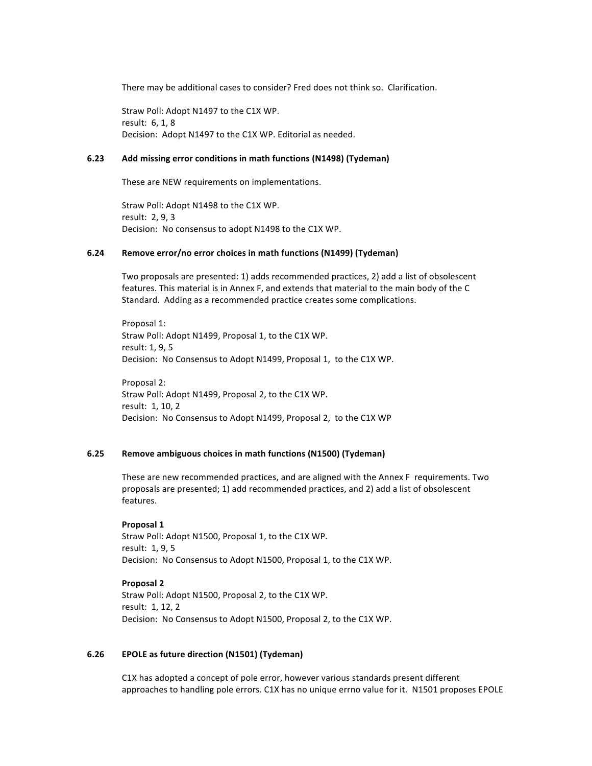There may be additional cases to consider? Fred does not think so. Clarification.

Straw Poll: Adopt N1497 to the C1X WP.
result: 6, 1, 8
Decision: Adopt N1497 to the C1X WP. Editorial as needed.

### 6.23 Add missing error conditions in math functions (N1498) (Tydeman)

These are NEW requirements on implementations.

Straw Poll: Adopt N1498 to the C1X WP.
result: 2, 9, 3
Decision: No consensus to adopt N1498 to the C1X WP.

### 6.24 Remove error/no error choices in math functions (N1499) (Tydeman)

Two proposals are presented: 1) adds recommended practices, 2) add a list of obsolescent features. This material is in Annex F, and extends that material to the main body of the C Standard. Adding as a recommended practice creates some complications.

Proposal 1:
Straw Poll: Adopt N1499, Proposal 1, to the C1X WP.
result: 1, 9, 5
Decision: No Consensus to Adopt N1499, Proposal 1, to the C1X WP.

Proposal 2:
Straw Poll: Adopt N1499, Proposal 2, to the C1X WP.
result: 1, 10, 2
Decision: No Consensus to Adopt N1499, Proposal 2, to the C1X WP

### 6.25 Remove ambiguous choices in math functions (N1500) (Tydeman)

These are new recommended practices, and are aligned with the Annex F requirements. Two proposals are presented; 1) add recommended practices, and 2) add a list of obsolescent features.

**Proposal 1**
Straw Poll: Adopt N1500, Proposal 1, to the C1X WP.
result: 1, 9, 5
Decision: No Consensus to Adopt N1500, Proposal 1, to the C1X WP.

**Proposal 2**
Straw Poll: Adopt N1500, Proposal 2, to the C1X WP.
result: 1, 12, 2
Decision: No Consensus to Adopt N1500, Proposal 2, to the C1X WP.

### 6.26 EPOLE as future direction (N1501) (Tydeman)

C1X has adopted a concept of pole error, however various standards present different approaches to handling pole errors. C1X has no unique errno value for it. N1501 proposes EPOLE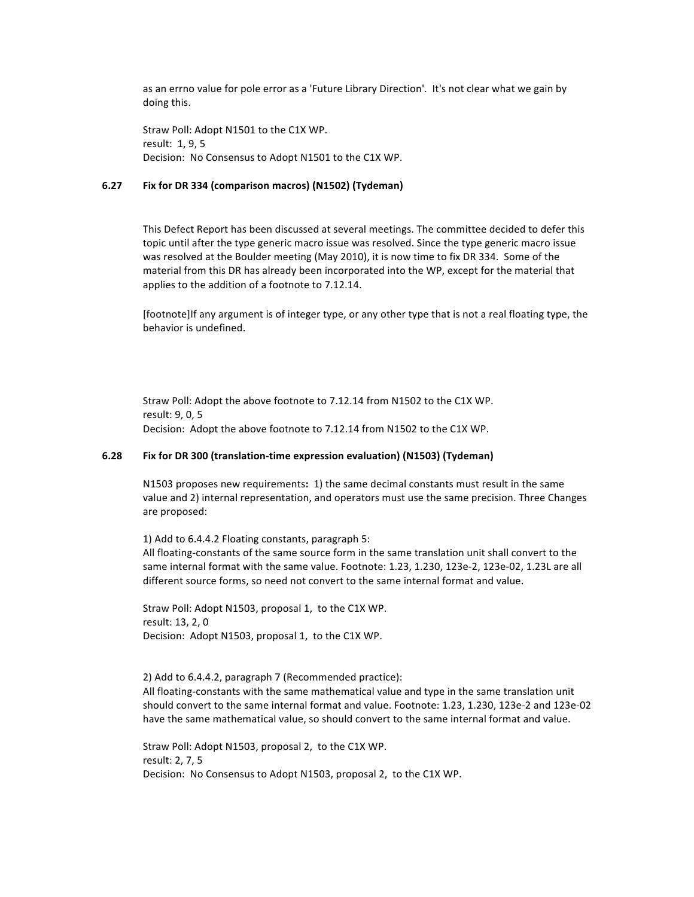as an errno value for pole error as a 'Future Library Direction'. It's not clear what we gain by doing this.

Straw Poll: Adopt N1501 to the C1X WP.
result: 1, 9, 5
Decision: No Consensus to Adopt N1501 to the C1X WP.

### 6.27 Fix for DR 334 (comparison macros) (N1502) (Tydeman)

This Defect Report has been discussed at several meetings. The committee decided to defer this topic until after the type generic macro issue was resolved. Since the type generic macro issue was resolved at the Boulder meeting (May 2010), it is now time to fix DR 334. Some of the material from this DR has already been incorporated into the WP, except for the material that applies to the addition of a footnote to 7.12.14.

[footnote]If any argument is of integer type, or any other type that is not a real floating type, the behavior is undefined.

Straw Poll: Adopt the above footnote to 7.12.14 from N1502 to the C1X WP.
result: 9, 0, 5
Decision: Adopt the above footnote to 7.12.14 from N1502 to the C1X WP.

### 6.28 Fix for DR 300 (translation-time expression evaluation) (N1503) (Tydeman)

N1503 proposes new requirements**:** 1) the same decimal constants must result in the same value and 2) internal representation, and operators must use the same precision. Three Changes are proposed:

1) Add to 6.4.4.2 Floating constants, paragraph 5:
All floating-constants of the same source form in the same translation unit shall convert to the same internal format with the same value. Footnote: 1.23, 1.230, 123e-2, 123e-02, 1.23L are all different source forms, so need not convert to the same internal format and value.

Straw Poll: Adopt N1503, proposal 1, to the C1X WP.
result: 13, 2, 0
Decision: Adopt N1503, proposal 1, to the C1X WP.

2) Add to 6.4.4.2, paragraph 7 (Recommended practice):
All floating-constants with the same mathematical value and type in the same translation unit should convert to the same internal format and value. Footnote: 1.23, 1.230, 123e-2 and 123e-02 have the same mathematical value, so should convert to the same internal format and value.

Straw Poll: Adopt N1503, proposal 2, to the C1X WP.
result: 2, 7, 5
Decision: No Consensus to Adopt N1503, proposal 2, to the C1X WP.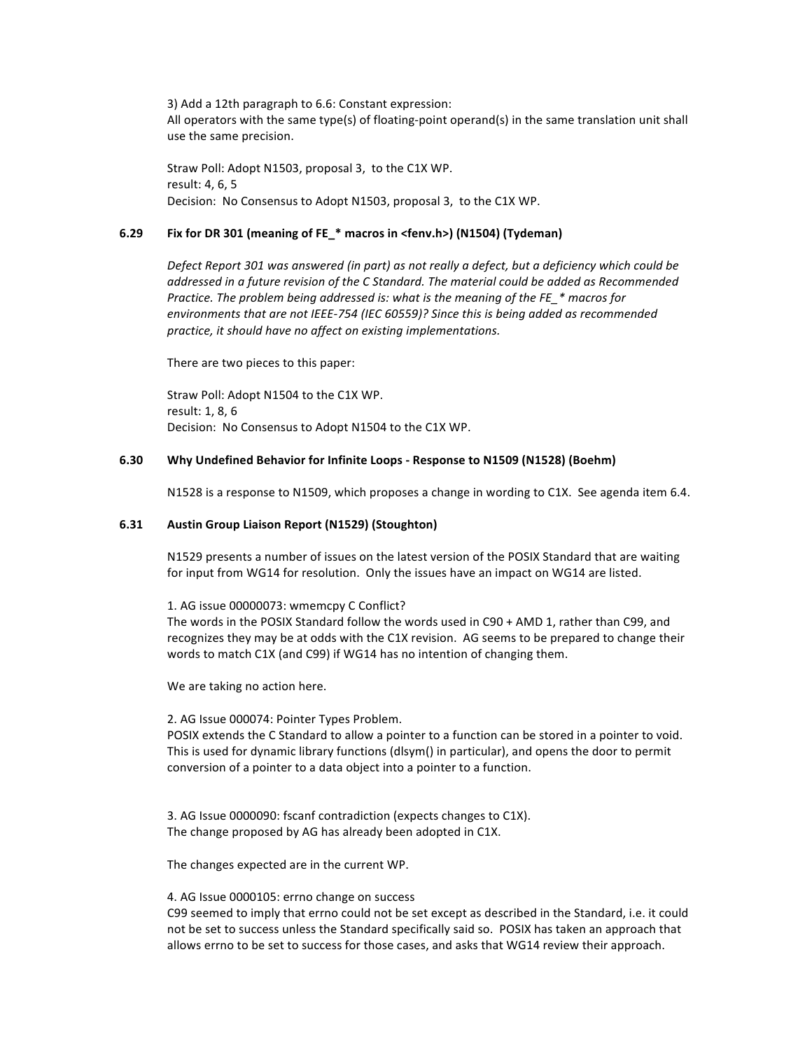3) Add a 12th paragraph to 6.6: Constant expression:
All operators with the same type(s) of floating-point operand(s) in the same translation unit shall use the same precision.

Straw Poll: Adopt N1503, proposal 3, to the C1X WP.
result: 4, 6, 5
Decision: No Consensus to Adopt N1503, proposal 3, to the C1X WP.

### 6.29 Fix for DR 301 (meaning of FE_* macros in <fenv.h>) (N1504) (Tydeman)

*Defect Report 301 was answered (in part) as not really a defect, but a deficiency which could be addressed in a future revision of the C Standard. The material could be added as Recommended Practice. The problem being addressed is: what is the meaning of the FE_* macros for environments that are not IEEE-754 (IEC 60559)? Since this is being added as recommended practice, it should have no affect on existing implementations.*

There are two pieces to this paper:

Straw Poll: Adopt N1504 to the C1X WP.
result: 1, 8, 6
Decision: No Consensus to Adopt N1504 to the C1X WP.

### 6.30 Why Undefined Behavior for Infinite Loops - Response to N1509 (N1528) (Boehm)

N1528 is a response to N1509, which proposes a change in wording to C1X. See agenda item 6.4.

### 6.31 Austin Group Liaison Report (N1529) (Stoughton)

N1529 presents a number of issues on the latest version of the POSIX Standard that are waiting for input from WG14 for resolution. Only the issues have an impact on WG14 are listed.

1. AG issue 00000073: wmemcpy C Conflict?
The words in the POSIX Standard follow the words used in C90 + AMD 1, rather than C99, and recognizes they may be at odds with the C1X revision. AG seems to be prepared to change their words to match C1X (and C99) if WG14 has no intention of changing them.

We are taking no action here.

2. AG Issue 000074: Pointer Types Problem.
POSIX extends the C Standard to allow a pointer to a function can be stored in a pointer to void. This is used for dynamic library functions (dlsym() in particular), and opens the door to permit conversion of a pointer to a data object into a pointer to a function.

3. AG Issue 0000090: fscanf contradiction (expects changes to C1X).
The change proposed by AG has already been adopted in C1X.

The changes expected are in the current WP.

4. AG Issue 0000105: errno change on success
C99 seemed to imply that errno could not be set except as described in the Standard, i.e. it could not be set to success unless the Standard specifically said so. POSIX has taken an approach that allows errno to be set to success for those cases, and asks that WG14 review their approach.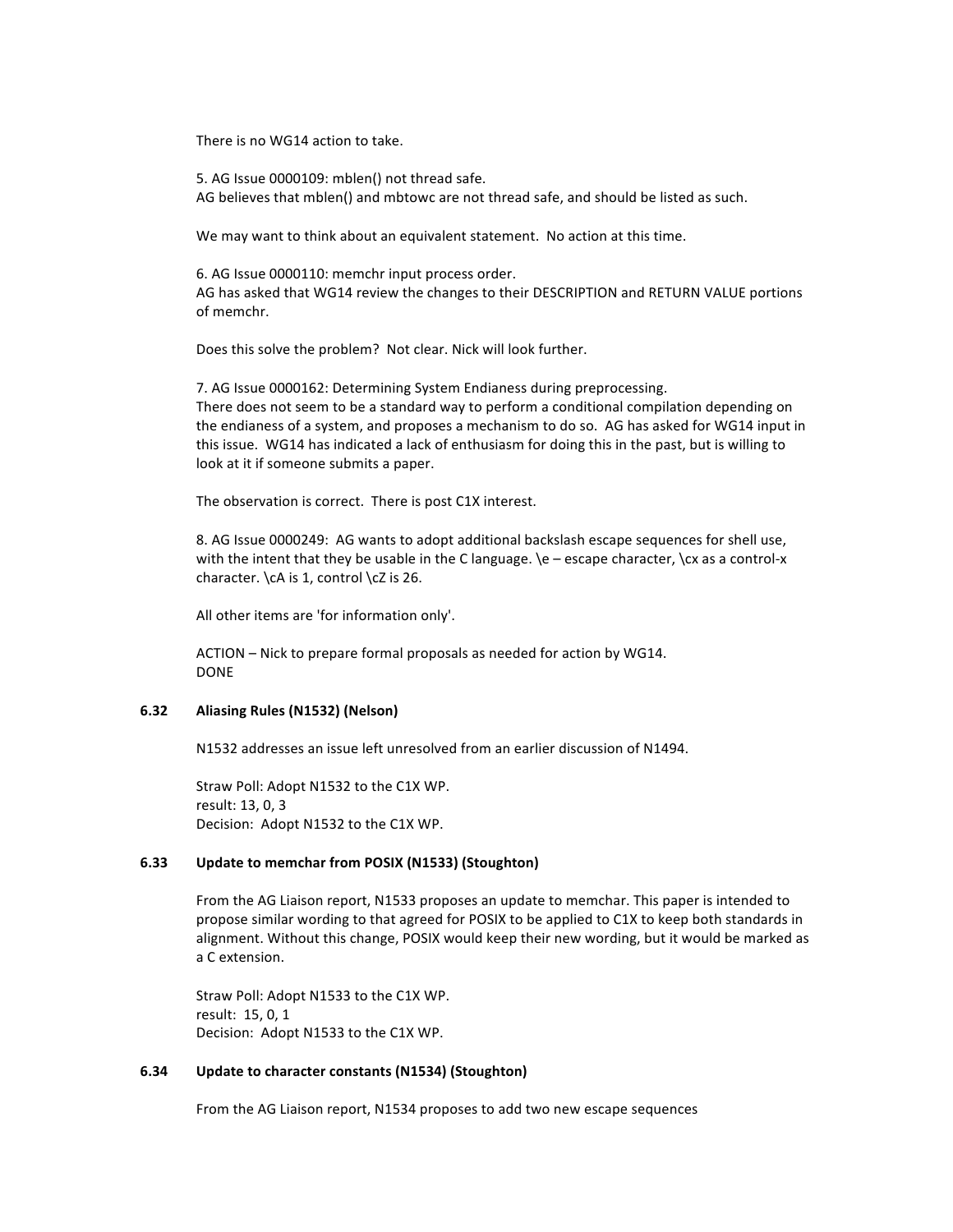There is no WG14 action to take.

5. AG Issue 0000109: mblen() not thread safe.
AG believes that mblen() and mbtowc are not thread safe, and should be listed as such.

We may want to think about an equivalent statement. No action at this time.

6. AG Issue 0000110: memchr input process order.
AG has asked that WG14 review the changes to their DESCRIPTION and RETURN VALUE portions of memchr.

Does this solve the problem? Not clear. Nick will look further.

7. AG Issue 0000162: Determining System Endianess during preprocessing.
There does not seem to be a standard way to perform a conditional compilation depending on the endianess of a system, and proposes a mechanism to do so. AG has asked for WG14 input in this issue. WG14 has indicated a lack of enthusiasm for doing this in the past, but is willing to look at it if someone submits a paper.

The observation is correct. There is post C1X interest.

8. AG Issue 0000249: AG wants to adopt additional backslash escape sequences for shell use, with the intent that they be usable in the C language. \e – escape character, \cx as a control-x character. \cA is 1, control \cZ is 26.

All other items are 'for information only'.

ACTION – Nick to prepare formal proposals as needed for action by WG14.
DONE

### 6.32 Aliasing Rules (N1532) (Nelson)

N1532 addresses an issue left unresolved from an earlier discussion of N1494.

Straw Poll: Adopt N1532 to the C1X WP.
result: 13, 0, 3
Decision: Adopt N1532 to the C1X WP.

### 6.33 Update to memchar from POSIX (N1533) (Stoughton)

From the AG Liaison report, N1533 proposes an update to memchar. This paper is intended to propose similar wording to that agreed for POSIX to be applied to C1X to keep both standards in alignment. Without this change, POSIX would keep their new wording, but it would be marked as a C extension.

Straw Poll: Adopt N1533 to the C1X WP.
result: 15, 0, 1
Decision: Adopt N1533 to the C1X WP.

### 6.34 Update to character constants (N1534) (Stoughton)

From the AG Liaison report, N1534 proposes to add two new escape sequences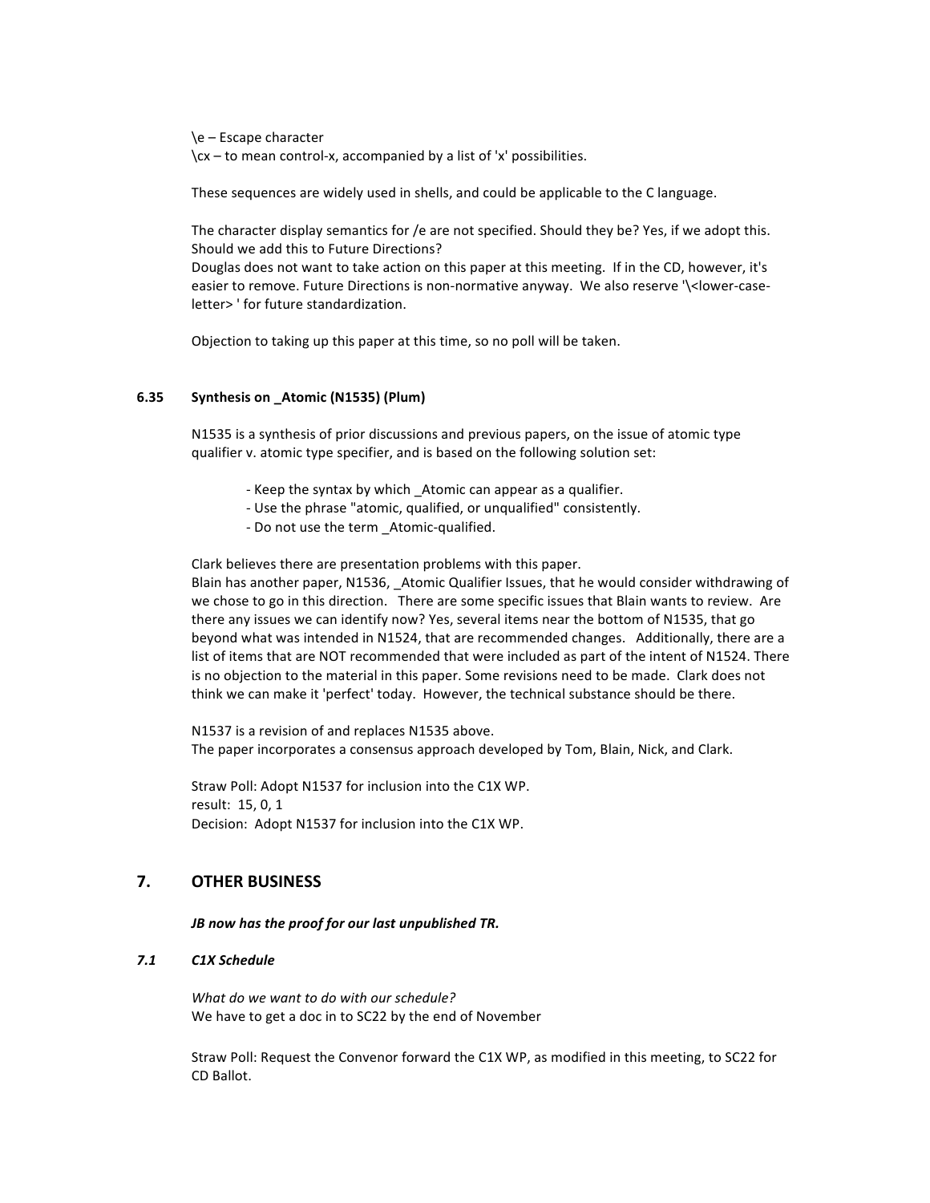\e – Escape character
\cx – to mean control-x, accompanied by a list of 'x' possibilities.

These sequences are widely used in shells, and could be applicable to the C language.

The character display semantics for /e are not specified. Should they be? Yes, if we adopt this. Should we add this to Future Directions?
Douglas does not want to take action on this paper at this meeting. If in the CD, however, it's easier to remove. Future Directions is non-normative anyway. We also reserve '\<lower-case-letter> ' for future standardization.

Objection to taking up this paper at this time, so no poll will be taken.

### 6.35 Synthesis on _Atomic (N1535) (Plum)

N1535 is a synthesis of prior discussions and previous papers, on the issue of atomic type qualifier v. atomic type specifier, and is based on the following solution set:

- Keep the syntax by which _Atomic can appear as a qualifier.
- Use the phrase "atomic, qualified, or unqualified" consistently.
- Do not use the term _Atomic-qualified.

Clark believes there are presentation problems with this paper.
Blain has another paper, N1536, _Atomic Qualifier Issues, that he would consider withdrawing of we chose to go in this direction. There are some specific issues that Blain wants to review. Are there any issues we can identify now? Yes, several items near the bottom of N1535, that go beyond what was intended in N1524, that are recommended changes. Additionally, there are a list of items that are NOT recommended that were included as part of the intent of N1524. There is no objection to the material in this paper. Some revisions need to be made. Clark does not think we can make it 'perfect' today. However, the technical substance should be there.

N1537 is a revision of and replaces N1535 above.
The paper incorporates a consensus approach developed by Tom, Blain, Nick, and Clark.

Straw Poll: Adopt N1537 for inclusion into the C1X WP.
result: 15, 0, 1
Decision: Adopt N1537 for inclusion into the C1X WP.

## 7. OTHER BUSINESS

***JB now has the proof for our last unpublished TR.***

### *7.1 C1X Schedule*

*What do we want to do with our schedule?*
We have to get a doc in to SC22 by the end of November

Straw Poll: Request the Convenor forward the C1X WP, as modified in this meeting, to SC22 for CD Ballot.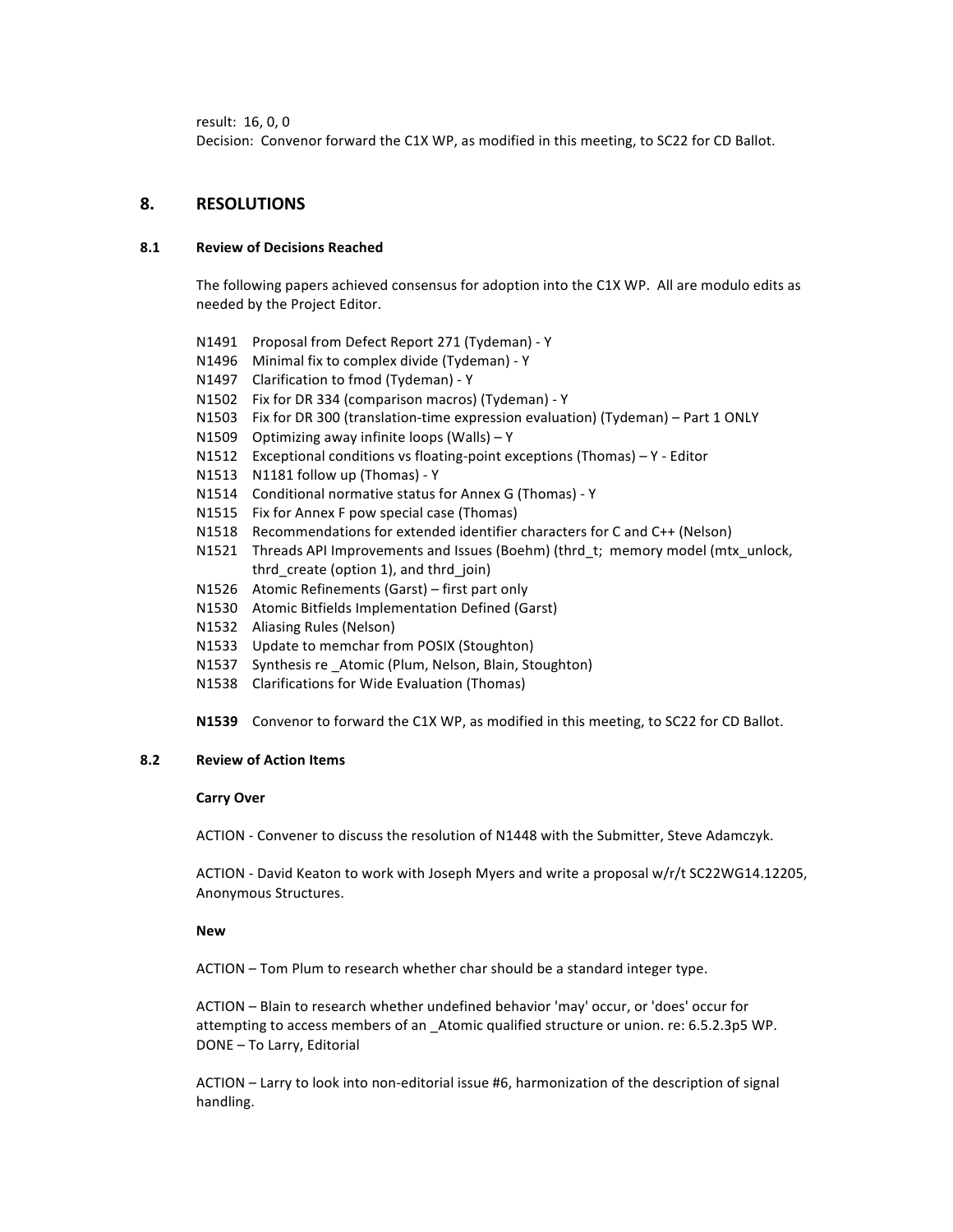result: 16, 0, 0
Decision: Convenor forward the C1X WP, as modified in this meeting, to SC22 for CD Ballot.

## 8. RESOLUTIONS

### 8.1 Review of Decisions Reached

The following papers achieved consensus for adoption into the C1X WP. All are modulo edits as needed by the Project Editor.

N1491 Proposal from Defect Report 271 (Tydeman) - Y
N1496 Minimal fix to complex divide (Tydeman) - Y
N1497 Clarification to fmod (Tydeman) - Y
N1502 Fix for DR 334 (comparison macros) (Tydeman) - Y
N1503 Fix for DR 300 (translation-time expression evaluation) (Tydeman) – Part 1 ONLY
N1509 Optimizing away infinite loops (Walls) – Y
N1512 Exceptional conditions vs floating-point exceptions (Thomas) – Y - Editor
N1513 N1181 follow up (Thomas) - Y
N1514 Conditional normative status for Annex G (Thomas) - Y
N1515 Fix for Annex F pow special case (Thomas)
N1518 Recommendations for extended identifier characters for C and C++ (Nelson)
N1521 Threads API Improvements and Issues (Boehm) (thrd_t; memory model (mtx_unlock, thrd_create (option 1), and thrd_join)
N1526 Atomic Refinements (Garst) – first part only
N1530 Atomic Bitfields Implementation Defined (Garst)
N1532 Aliasing Rules (Nelson)
N1533 Update to memchar from POSIX (Stoughton)
N1537 Synthesis re _Atomic (Plum, Nelson, Blain, Stoughton)
N1538 Clarifications for Wide Evaluation (Thomas)

**N1539** Convenor to forward the C1X WP, as modified in this meeting, to SC22 for CD Ballot.

### 8.2 Review of Action Items

**Carry Over**

ACTION - Convener to discuss the resolution of N1448 with the Submitter, Steve Adamczyk.

ACTION - David Keaton to work with Joseph Myers and write a proposal w/r/t SC22WG14.12205, Anonymous Structures.

**New**

ACTION – Tom Plum to research whether char should be a standard integer type.

ACTION – Blain to research whether undefined behavior 'may' occur, or 'does' occur for attempting to access members of an _Atomic qualified structure or union. re: 6.5.2.3p5 WP. DONE – To Larry, Editorial

ACTION – Larry to look into non-editorial issue #6, harmonization of the description of signal handling.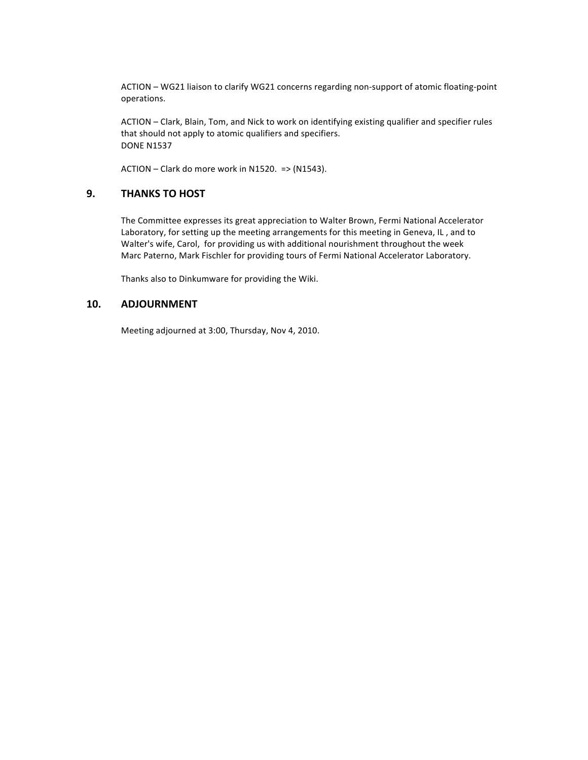ACTION – WG21 liaison to clarify WG21 concerns regarding non-support of atomic floating-point operations.

ACTION – Clark, Blain, Tom, and Nick to work on identifying existing qualifier and specifier rules that should not apply to atomic qualifiers and specifiers.
DONE N1537

ACTION – Clark do more work in N1520. => (N1543).

## 9. THANKS TO HOST

The Committee expresses its great appreciation to Walter Brown, Fermi National Accelerator Laboratory, for setting up the meeting arrangements for this meeting in Geneva, IL , and to Walter's wife, Carol, for providing us with additional nourishment throughout the week Marc Paterno, Mark Fischler for providing tours of Fermi National Accelerator Laboratory.

Thanks also to Dinkumware for providing the Wiki.

## 10. ADJOURNMENT

Meeting adjourned at 3:00, Thursday, Nov 4, 2010.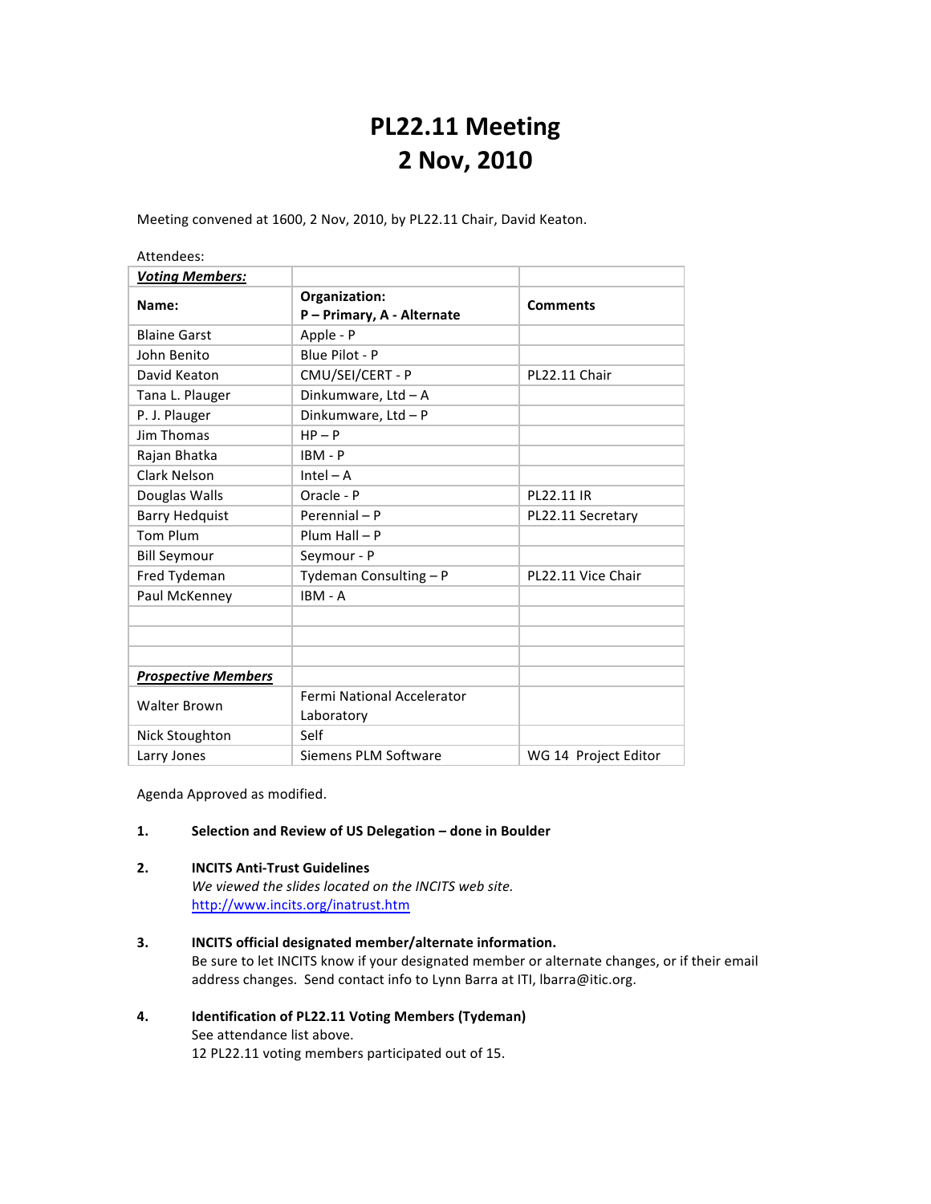# PL22.11 Meeting
# 2 Nov, 2010

Meeting convened at 1600, 2 Nov, 2010, by PL22.11 Chair, David Keaton.

Attendees:

| ***Voting Members:*** | | |
|---|---|---|
| **Name:** | **Organization: P – Primary, A - Alternate** | **Comments** |
| Blaine Garst | Apple - P | |
| John Benito | Blue Pilot - P | |
| David Keaton | CMU/SEI/CERT - P | PL22.11 Chair |
| Tana L. Plauger | Dinkumware, Ltd – A | |
| P. J. Plauger | Dinkumware, Ltd – P | |
| Jim Thomas | HP – P | |
| Rajan Bhatka | IBM - P | |
| Clark Nelson | Intel – A | |
| Douglas Walls | Oracle - P | PL22.11 IR |
| Barry Hedquist | Perennial – P | PL22.11 Secretary |
| Tom Plum | Plum Hall – P | |
| Bill Seymour | Seymour - P | |
| Fred Tydeman | Tydeman Consulting – P | PL22.11 Vice Chair |
| Paul McKenney | IBM - A | |
| | | |
| | | |
| | | |
| ***Prospective Members*** | | |
| Walter Brown | Fermi National Accelerator Laboratory | |
| Nick Stoughton | Self | |
| Larry Jones | Siemens PLM Software | WG 14 Project Editor |

Agenda Approved as modified.

1. **Selection and Review of US Delegation – done in Boulder**

2. **INCITS Anti-Trust Guidelines**
   *We viewed the slides located on the INCITS web site.*
   http://www.incits.org/inatrust.htm

3. **INCITS official designated member/alternate information.**
   Be sure to let INCITS know if your designated member or alternate changes, or if their email address changes. Send contact info to Lynn Barra at ITI, lbarra@itic.org.

4. **Identification of PL22.11 Voting Members (Tydeman)**
   See attendance list above.
   12 PL22.11 voting members participated out of 15.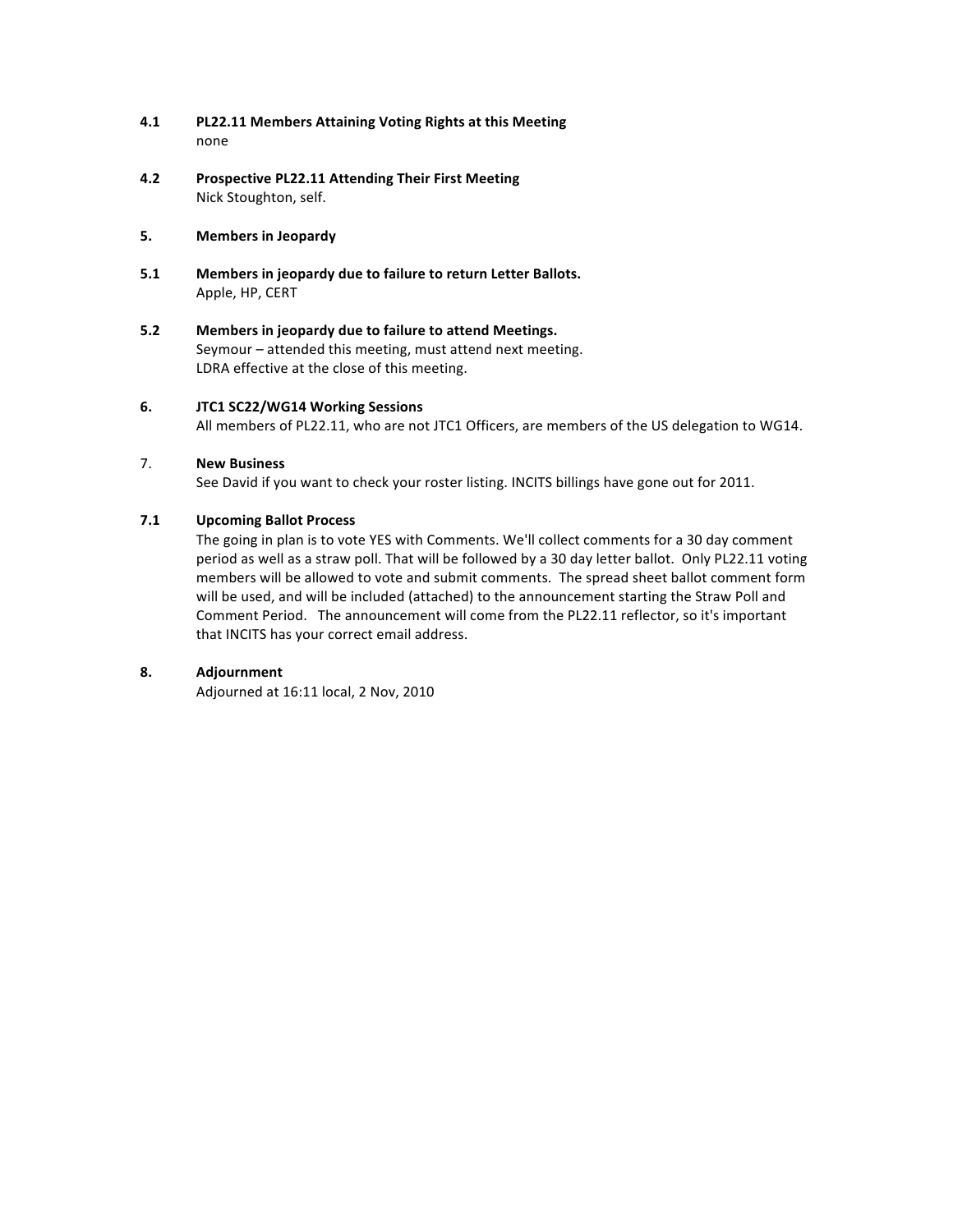**4.1 PL22.11 Members Attaining Voting Rights at this Meeting**
none

**4.2 Prospective PL22.11 Attending Their First Meeting**
Nick Stoughton, self.

**5. Members in Jeopardy**

**5.1 Members in jeopardy due to failure to return Letter Ballots.**
Apple, HP, CERT

**5.2 Members in jeopardy due to failure to attend Meetings.**
Seymour – attended this meeting, must attend next meeting.
LDRA effective at the close of this meeting.

**6. JTC1 SC22/WG14 Working Sessions**
All members of PL22.11, who are not JTC1 Officers, are members of the US delegation to WG14.

7. **New Business**
See David if you want to check your roster listing. INCITS billings have gone out for 2011.

**7.1 Upcoming Ballot Process**
The going in plan is to vote YES with Comments. We'll collect comments for a 30 day comment period as well as a straw poll. That will be followed by a 30 day letter ballot. Only PL22.11 voting members will be allowed to vote and submit comments. The spread sheet ballot comment form will be used, and will be included (attached) to the announcement starting the Straw Poll and Comment Period. The announcement will come from the PL22.11 reflector, so it's important that INCITS has your correct email address.

**8. Adjournment**
Adjourned at 16:11 local, 2 Nov, 2010